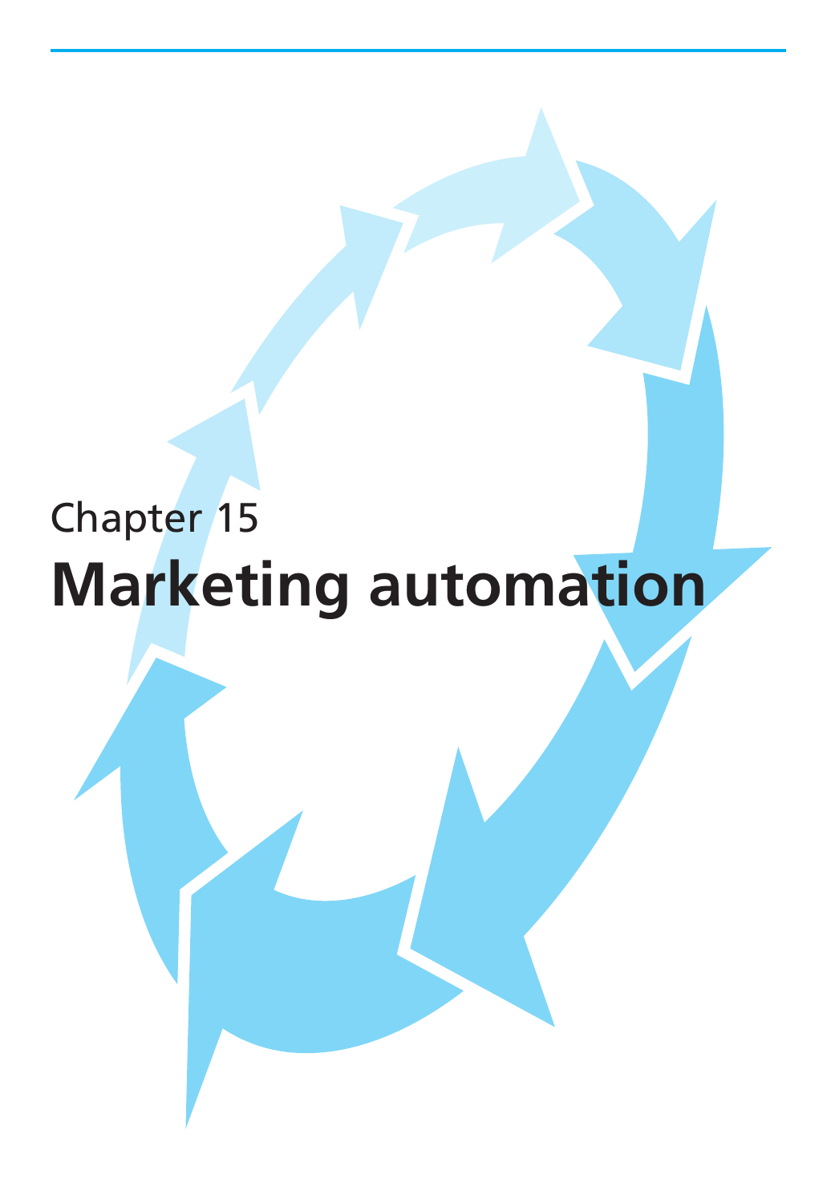Chapter 15

# Marketing automation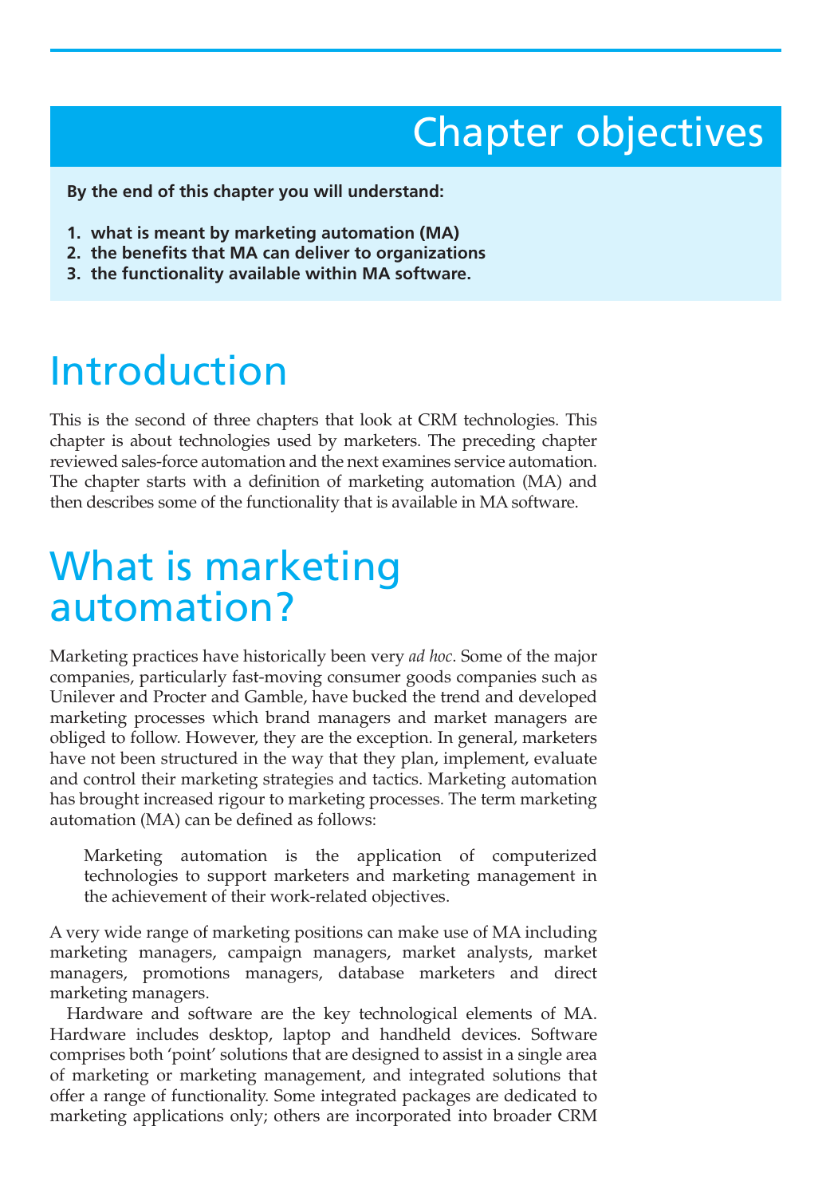# Chapter objectives

**By the end of this chapter you will understand:**

1. **what is meant by marketing automation (MA)**
2. **the benefits that MA can deliver to organizations**
3. **the functionality available within MA software.**

# Introduction

This is the second of three chapters that look at CRM technologies. This chapter is about technologies used by marketers. The preceding chapter reviewed sales-force automation and the next examines service automation. The chapter starts with a definition of marketing automation (MA) and then describes some of the functionality that is available in MA software.

# What is marketing automation?

Marketing practices have historically been very *ad hoc*. Some of the major companies, particularly fast-moving consumer goods companies such as Unilever and Procter and Gamble, have bucked the trend and developed marketing processes which brand managers and market managers are obliged to follow. However, they are the exception. In general, marketers have not been structured in the way that they plan, implement, evaluate and control their marketing strategies and tactics. Marketing automation has brought increased rigour to marketing processes. The term marketing automation (MA) can be defined as follows:

> Marketing automation is the application of computerized technologies to support marketers and marketing management in the achievement of their work-related objectives.

A very wide range of marketing positions can make use of MA including marketing managers, campaign managers, market analysts, market managers, promotions managers, database marketers and direct marketing managers.

Hardware and software are the key technological elements of MA. Hardware includes desktop, laptop and handheld devices. Software comprises both 'point' solutions that are designed to assist in a single area of marketing or marketing management, and integrated solutions that offer a range of functionality. Some integrated packages are dedicated to marketing applications only; others are incorporated into broader CRM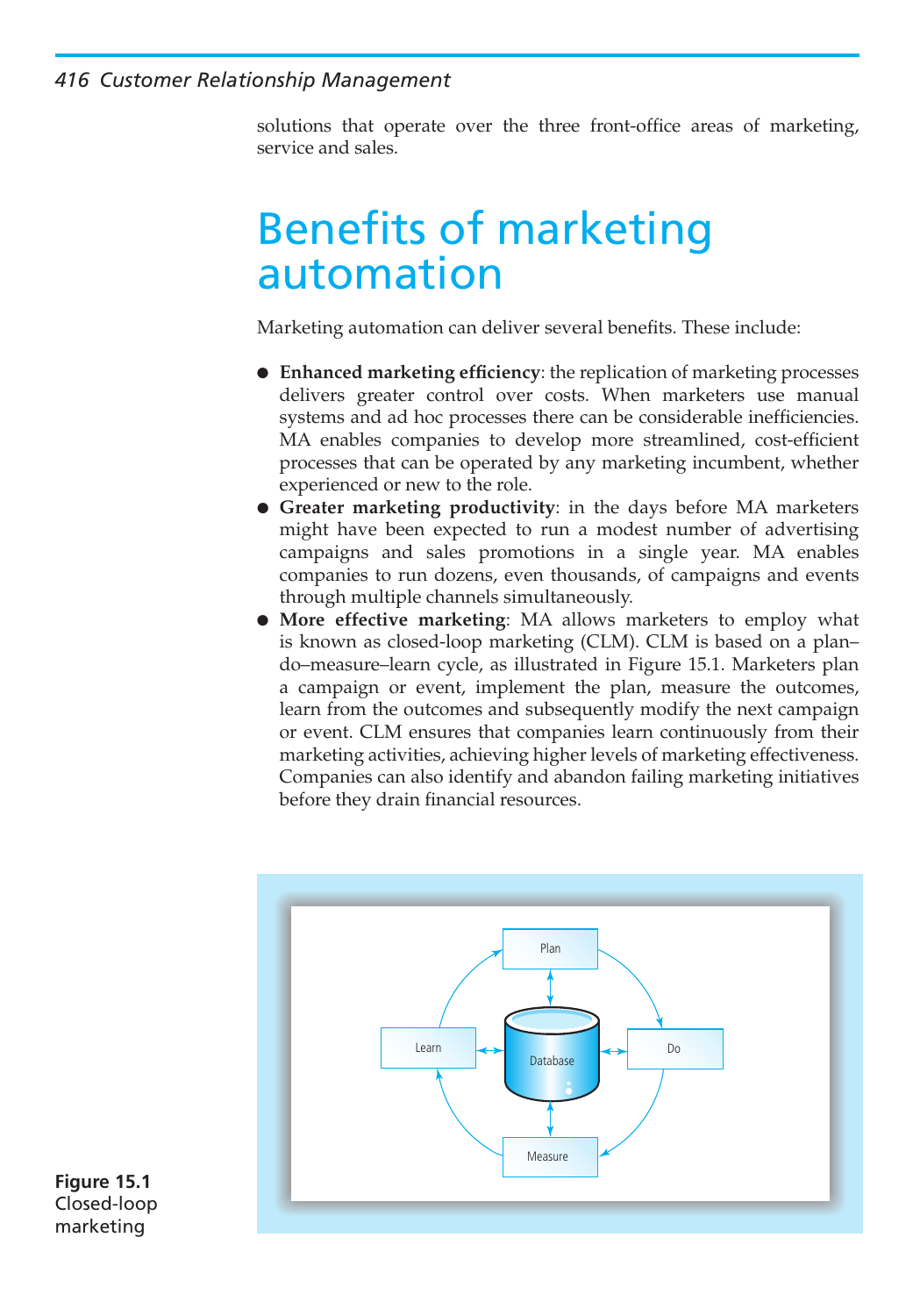solutions that operate over the three front-office areas of marketing, service and sales.

# Benefits of marketing automation

Marketing automation can deliver several benefits. These include:

- **Enhanced marketing efficiency**: the replication of marketing processes delivers greater control over costs. When marketers use manual systems and ad hoc processes there can be considerable inefficiencies. MA enables companies to develop more streamlined, cost-efficient processes that can be operated by any marketing incumbent, whether experienced or new to the role.
- **Greater marketing productivity**: in the days before MA marketers might have been expected to run a modest number of advertising campaigns and sales promotions in a single year. MA enables companies to run dozens, even thousands, of campaigns and events through multiple channels simultaneously.
- **More effective marketing**: MA allows marketers to employ what is known as closed-loop marketing (CLM). CLM is based on a plan–do–measure–learn cycle, as illustrated in Figure 15.1. Marketers plan a campaign or event, implement the plan, measure the outcomes, learn from the outcomes and subsequently modify the next campaign or event. CLM ensures that companies learn continuously from their marketing activities, achieving higher levels of marketing effectiveness. Companies can also identify and abandon failing marketing initiatives before they drain financial resources.

Plan

Learn

Database

Do

Measure

**Figure 15.1** Closed-loop marketing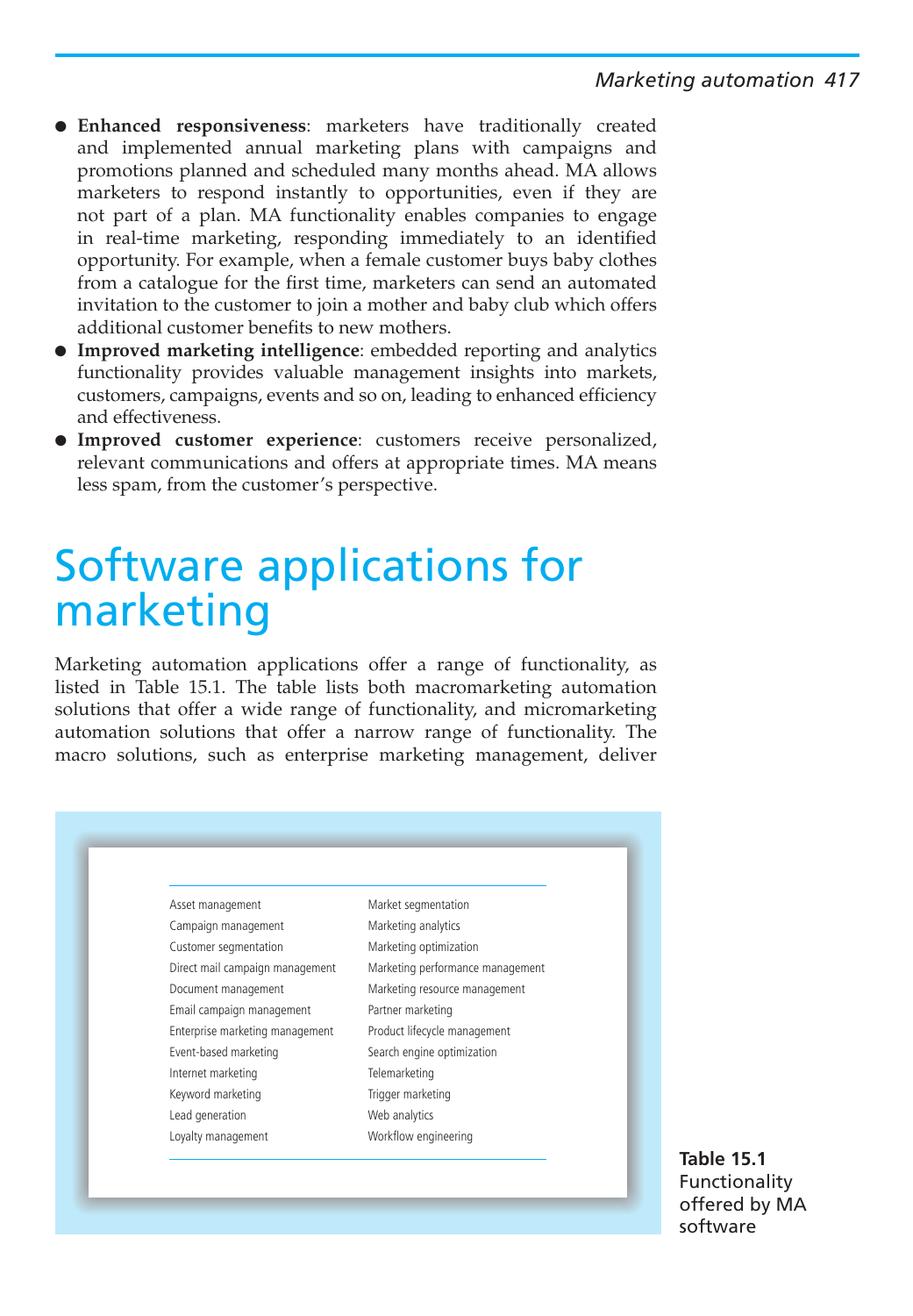- **Enhanced responsiveness**: marketers have traditionally created and implemented annual marketing plans with campaigns and promotions planned and scheduled many months ahead. MA allows marketers to respond instantly to opportunities, even if they are not part of a plan. MA functionality enables companies to engage in real-time marketing, responding immediately to an identified opportunity. For example, when a female customer buys baby clothes from a catalogue for the first time, marketers can send an automated invitation to the customer to join a mother and baby club which offers additional customer benefits to new mothers.
- **Improved marketing intelligence**: embedded reporting and analytics functionality provides valuable management insights into markets, customers, campaigns, events and so on, leading to enhanced efficiency and effectiveness.
- **Improved customer experience**: customers receive personalized, relevant communications and offers at appropriate times. MA means less spam, from the customer's perspective.

# Software applications for marketing

Marketing automation applications offer a range of functionality, as listed in Table 15.1. The table lists both macromarketing automation solutions that offer a wide range of functionality, and micromarketing automation solutions that offer a narrow range of functionality. The macro solutions, such as enterprise marketing management, deliver

| | |
|---|---|
| Asset management | Market segmentation |
| Campaign management | Marketing analytics |
| Customer segmentation | Marketing optimization |
| Direct mail campaign management | Marketing performance management |
| Document management | Marketing resource management |
| Email campaign management | Partner marketing |
| Enterprise marketing management | Product lifecycle management |
| Event-based marketing | Search engine optimization |
| Internet marketing | Telemarketing |
| Keyword marketing | Trigger marketing |
| Lead generation | Web analytics |
| Loyalty management | Workflow engineering |

**Table 15.1** Functionality offered by MA software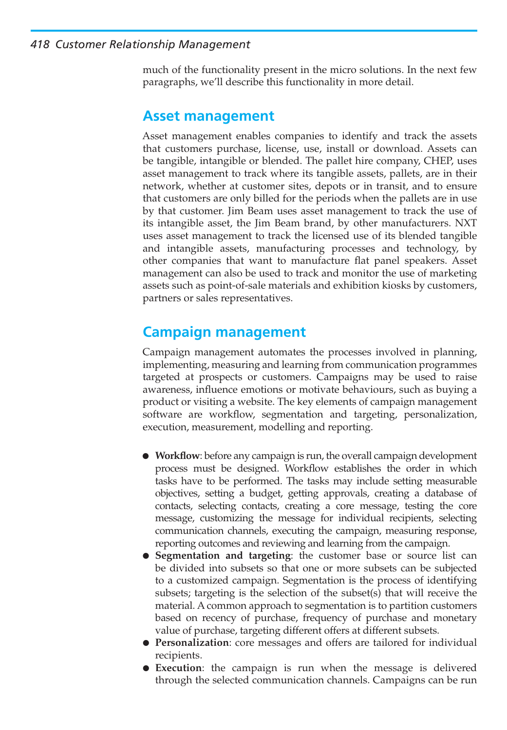much of the functionality present in the micro solutions. In the next few paragraphs, we'll describe this functionality in more detail.

## Asset management

Asset management enables companies to identify and track the assets that customers purchase, license, use, install or download. Assets can be tangible, intangible or blended. The pallet hire company, CHEP, uses asset management to track where its tangible assets, pallets, are in their network, whether at customer sites, depots or in transit, and to ensure that customers are only billed for the periods when the pallets are in use by that customer. Jim Beam uses asset management to track the use of its intangible asset, the Jim Beam brand, by other manufacturers. NXT uses asset management to track the licensed use of its blended tangible and intangible assets, manufacturing processes and technology, by other companies that want to manufacture flat panel speakers. Asset management can also be used to track and monitor the use of marketing assets such as point-of-sale materials and exhibition kiosks by customers, partners or sales representatives.

## Campaign management

Campaign management automates the processes involved in planning, implementing, measuring and learning from communication programmes targeted at prospects or customers. Campaigns may be used to raise awareness, influence emotions or motivate behaviours, such as buying a product or visiting a website. The key elements of campaign management software are workflow, segmentation and targeting, personalization, execution, measurement, modelling and reporting.

- **Workflow**: before any campaign is run, the overall campaign development process must be designed. Workflow establishes the order in which tasks have to be performed. The tasks may include setting measurable objectives, setting a budget, getting approvals, creating a database of contacts, selecting contacts, creating a core message, testing the core message, customizing the message for individual recipients, selecting communication channels, executing the campaign, measuring response, reporting outcomes and reviewing and learning from the campaign.
- **Segmentation and targeting**: the customer base or source list can be divided into subsets so that one or more subsets can be subjected to a customized campaign. Segmentation is the process of identifying subsets; targeting is the selection of the subset(s) that will receive the material. A common approach to segmentation is to partition customers based on recency of purchase, frequency of purchase and monetary value of purchase, targeting different offers at different subsets.
- **Personalization**: core messages and offers are tailored for individual recipients.
- **Execution**: the campaign is run when the message is delivered through the selected communication channels. Campaigns can be run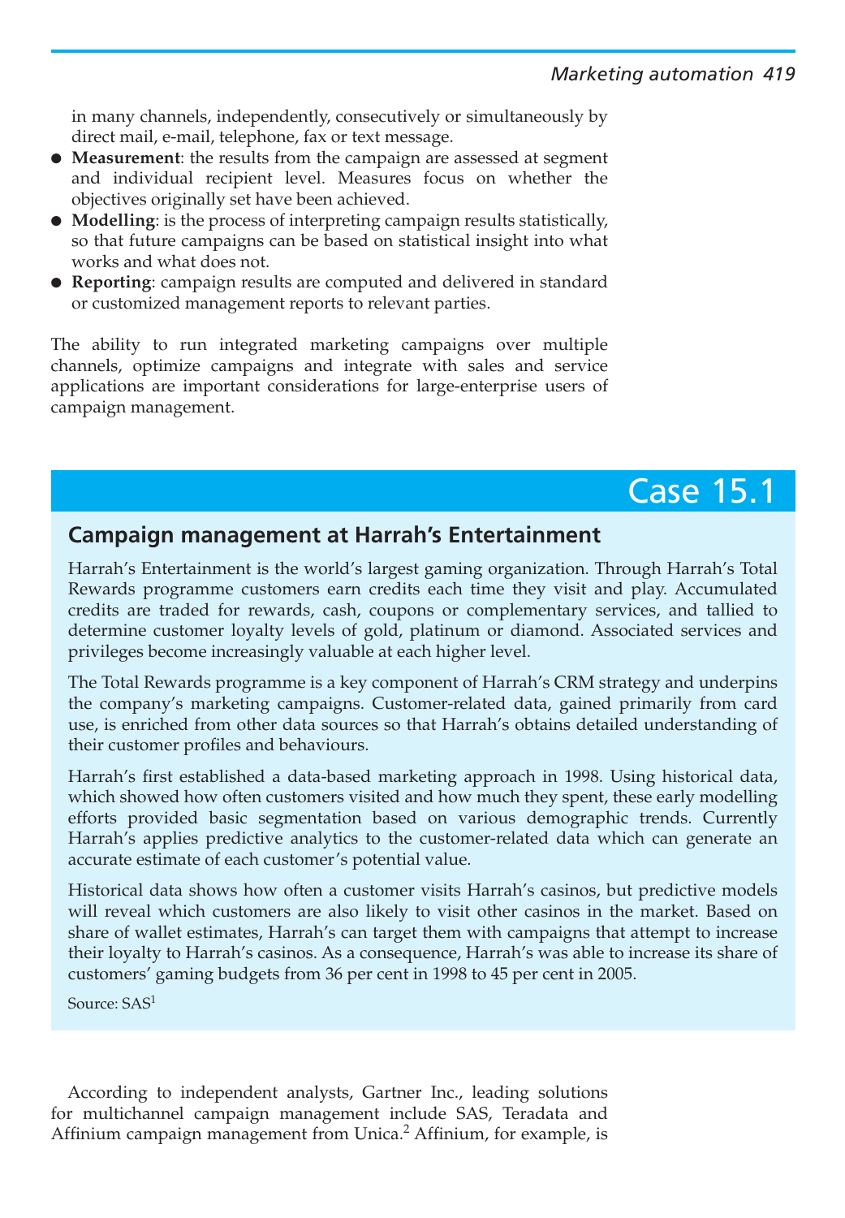in many channels, independently, consecutively or simultaneously by direct mail, e-mail, telephone, fax or text message.

- **Measurement**: the results from the campaign are assessed at segment and individual recipient level. Measures focus on whether the objectives originally set have been achieved.
- **Modelling**: is the process of interpreting campaign results statistically, so that future campaigns can be based on statistical insight into what works and what does not.
- **Reporting**: campaign results are computed and delivered in standard or customized management reports to relevant parties.

The ability to run integrated marketing campaigns over multiple channels, optimize campaigns and integrate with sales and service applications are important considerations for large-enterprise users of campaign management.

## Case 15.1

### Campaign management at Harrah's Entertainment

Harrah's Entertainment is the world's largest gaming organization. Through Harrah's Total Rewards programme customers earn credits each time they visit and play. Accumulated credits are traded for rewards, cash, coupons or complementary services, and tallied to determine customer loyalty levels of gold, platinum or diamond. Associated services and privileges become increasingly valuable at each higher level.

The Total Rewards programme is a key component of Harrah's CRM strategy and underpins the company's marketing campaigns. Customer-related data, gained primarily from card use, is enriched from other data sources so that Harrah's obtains detailed understanding of their customer profiles and behaviours.

Harrah's first established a data-based marketing approach in 1998. Using historical data, which showed how often customers visited and how much they spent, these early modelling efforts provided basic segmentation based on various demographic trends. Currently Harrah's applies predictive analytics to the customer-related data which can generate an accurate estimate of each customer's potential value.

Historical data shows how often a customer visits Harrah's casinos, but predictive models will reveal which customers are also likely to visit other casinos in the market. Based on share of wallet estimates, Harrah's can target them with campaigns that attempt to increase their loyalty to Harrah's casinos. As a consequence, Harrah's was able to increase its share of customers' gaming budgets from 36 per cent in 1998 to 45 per cent in 2005.

Source: SAS[1]

According to independent analysts, Gartner Inc., leading solutions for multichannel campaign management include SAS, Teradata and Affinium campaign management from Unica.[2] Affinium, for example, is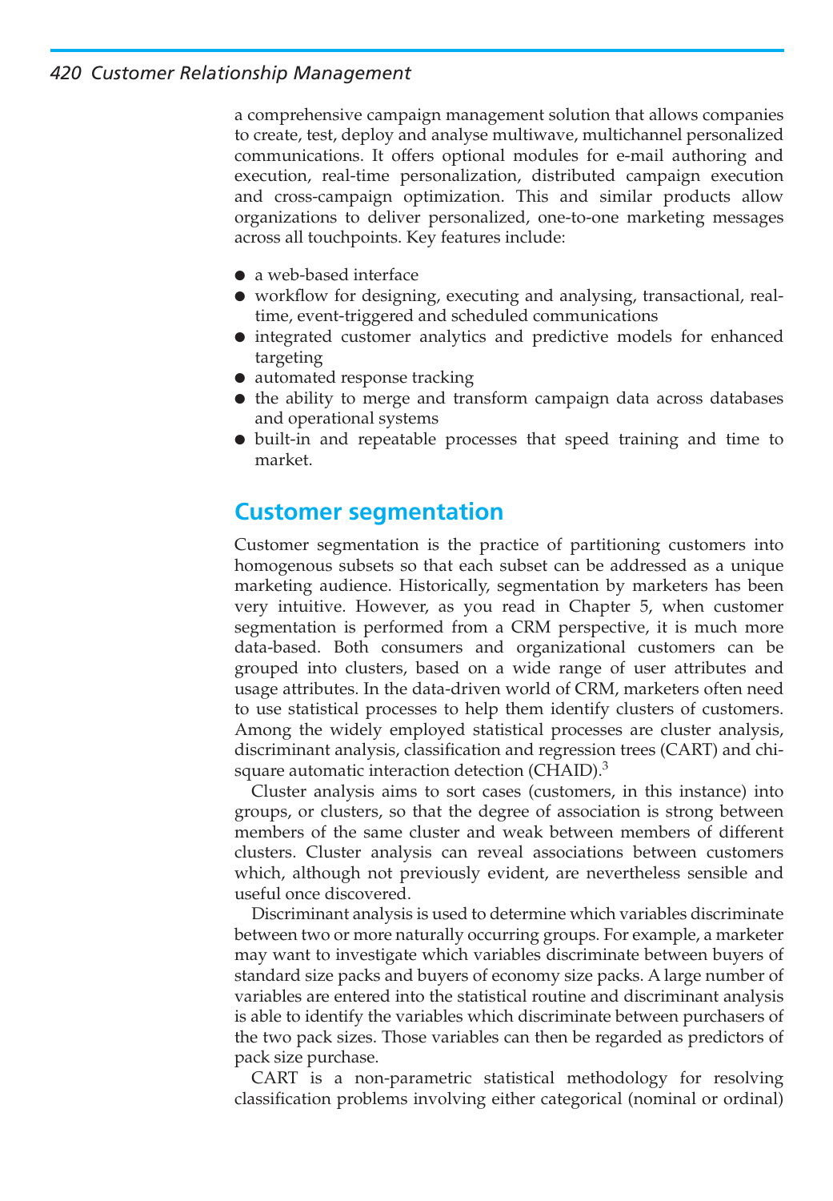a comprehensive campaign management solution that allows companies to create, test, deploy and analyse multiwave, multichannel personalized communications. It offers optional modules for e-mail authoring and execution, real-time personalization, distributed campaign execution and cross-campaign optimization. This and similar products allow organizations to deliver personalized, one-to-one marketing messages across all touchpoints. Key features include:

- a web-based interface
- workflow for designing, executing and analysing, transactional, real-time, event-triggered and scheduled communications
- integrated customer analytics and predictive models for enhanced targeting
- automated response tracking
- the ability to merge and transform campaign data across databases and operational systems
- built-in and repeatable processes that speed training and time to market.

## Customer segmentation

Customer segmentation is the practice of partitioning customers into homogenous subsets so that each subset can be addressed as a unique marketing audience. Historically, segmentation by marketers has been very intuitive. However, as you read in Chapter 5, when customer segmentation is performed from a CRM perspective, it is much more data-based. Both consumers and organizational customers can be grouped into clusters, based on a wide range of user attributes and usage attributes. In the data-driven world of CRM, marketers often need to use statistical processes to help them identify clusters of customers. Among the widely employed statistical processes are cluster analysis, discriminant analysis, classification and regression trees (CART) and chi-square automatic interaction detection (CHAID).[3]

Cluster analysis aims to sort cases (customers, in this instance) into groups, or clusters, so that the degree of association is strong between members of the same cluster and weak between members of different clusters. Cluster analysis can reveal associations between customers which, although not previously evident, are nevertheless sensible and useful once discovered.

Discriminant analysis is used to determine which variables discriminate between two or more naturally occurring groups. For example, a marketer may want to investigate which variables discriminate between buyers of standard size packs and buyers of economy size packs. A large number of variables are entered into the statistical routine and discriminant analysis is able to identify the variables which discriminate between purchasers of the two pack sizes. Those variables can then be regarded as predictors of pack size purchase.

CART is a non-parametric statistical methodology for resolving classification problems involving either categorical (nominal or ordinal)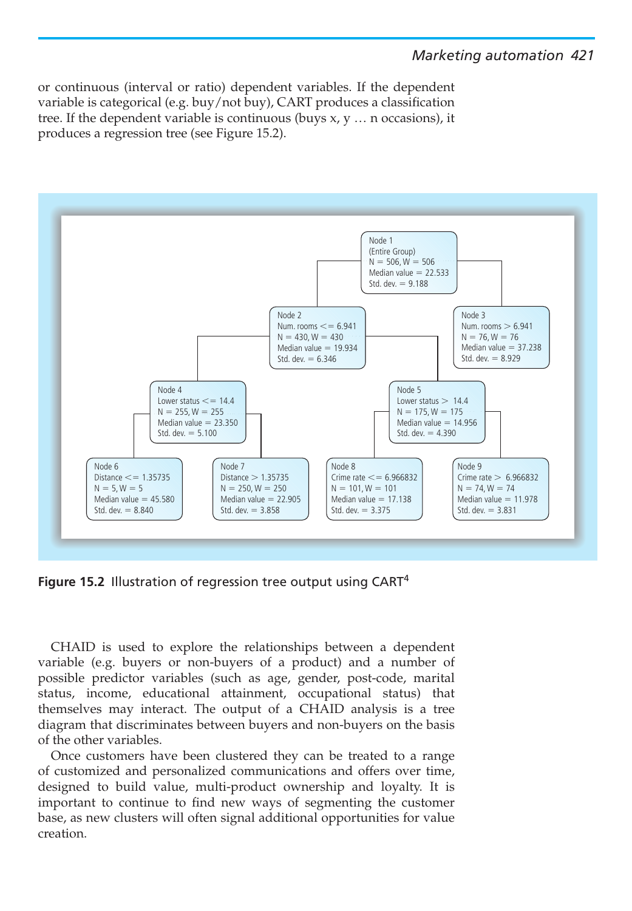or continuous (interval or ratio) dependent variables. If the dependent variable is categorical (e.g. buy/not buy), CART produces a classification tree. If the dependent variable is continuous (buys x, y … n occasions), it produces a regression tree (see Figure 15.2).

- Node 1 (Entire Group): N = 506, W = 506; Median value = 22.533; Std. dev. = 9.188
  - Node 2: Num. rooms <= 6.941; N = 430, W = 430; Median value = 19.934; Std. dev. = 6.346
    - Node 4: Lower status <= 14.4; N = 255, W = 255; Median value = 23.350; Std. dev. = 5.100
      - Node 6: Distance <= 1.35735; N = 5, W = 5; Median value = 45.580; Std. dev. = 8.840
      - Node 7: Distance > 1.35735; N = 250, W = 250; Median value = 22.905; Std. dev. = 3.858
    - Node 5: Lower status > 14.4; N = 175, W = 175; Median value = 14.956; Std. dev. = 4.390
      - Node 8: Crime rate <= 6.966832; N = 101, W = 101; Median value = 17.138; Std. dev. = 3.375
      - Node 9: Crime rate > 6.966832; N = 74, W = 74; Median value = 11.978; Std. dev. = 3.831
  - Node 3: Num. rooms > 6.941; N = 76, W = 76; Median value = 37.238; Std. dev. = 8.929

**Figure 15.2** Illustration of regression tree output using CART[4]

CHAID is used to explore the relationships between a dependent variable (e.g. buyers or non-buyers of a product) and a number of possible predictor variables (such as age, gender, post-code, marital status, income, educational attainment, occupational status) that themselves may interact. The output of a CHAID analysis is a tree diagram that discriminates between buyers and non-buyers on the basis of the other variables.

Once customers have been clustered they can be treated to a range of customized and personalized communications and offers over time, designed to build value, multi-product ownership and loyalty. It is important to continue to find new ways of segmenting the customer base, as new clusters will often signal additional opportunities for value creation.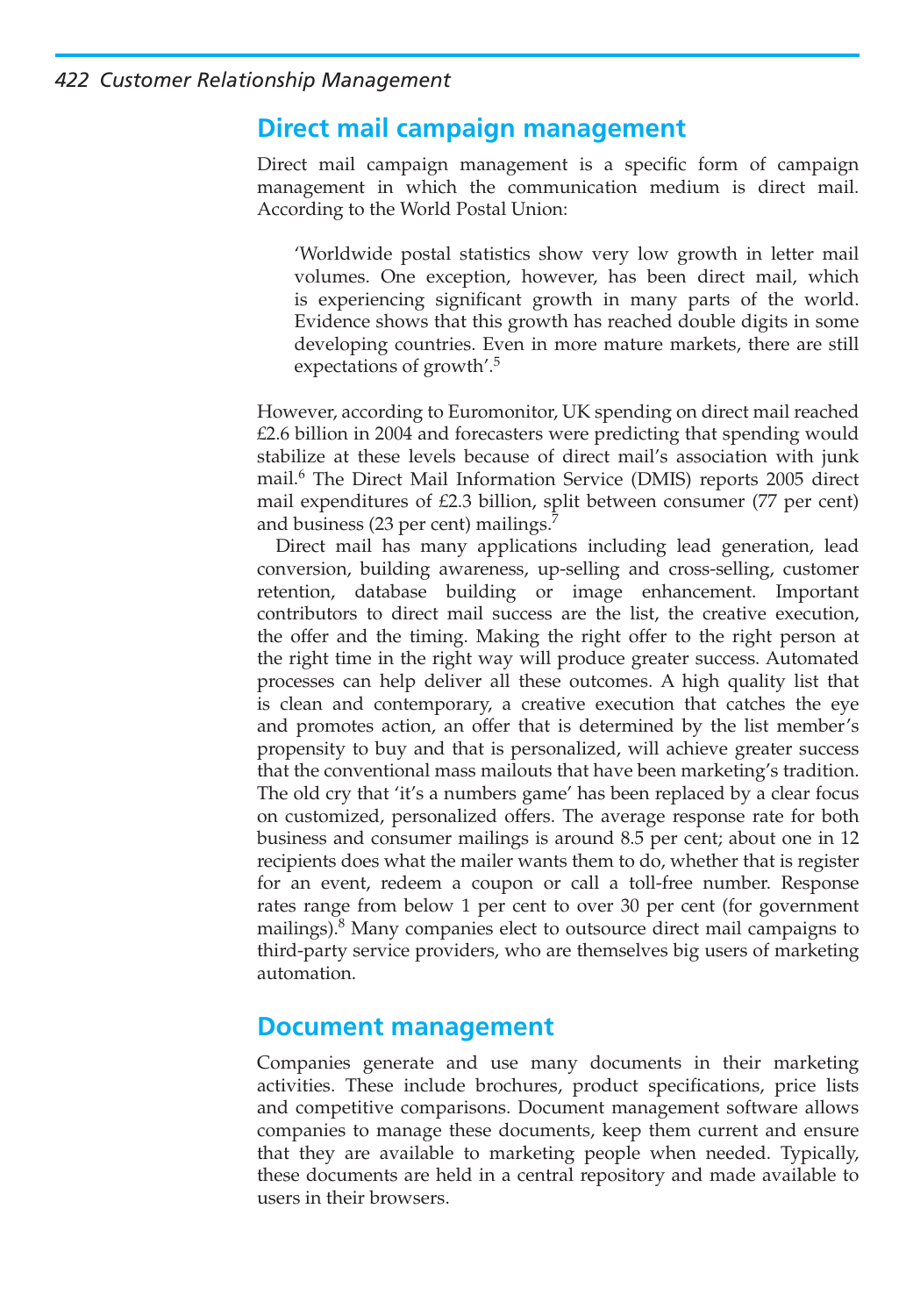## Direct mail campaign management

Direct mail campaign management is a specific form of campaign management in which the communication medium is direct mail. According to the World Postal Union:

> 'Worldwide postal statistics show very low growth in letter mail volumes. One exception, however, has been direct mail, which is experiencing significant growth in many parts of the world. Evidence shows that this growth has reached double digits in some developing countries. Even in more mature markets, there are still expectations of growth'.[5]

However, according to Euromonitor, UK spending on direct mail reached £2.6 billion in 2004 and forecasters were predicting that spending would stabilize at these levels because of direct mail's association with junk mail.[6] The Direct Mail Information Service (DMIS) reports 2005 direct mail expenditures of £2.3 billion, split between consumer (77 per cent) and business (23 per cent) mailings.[7]

Direct mail has many applications including lead generation, lead conversion, building awareness, up-selling and cross-selling, customer retention, database building or image enhancement. Important contributors to direct mail success are the list, the creative execution, the offer and the timing. Making the right offer to the right person at the right time in the right way will produce greater success. Automated processes can help deliver all these outcomes. A high quality list that is clean and contemporary, a creative execution that catches the eye and promotes action, an offer that is determined by the list member's propensity to buy and that is personalized, will achieve greater success that the conventional mass mailouts that have been marketing's tradition. The old cry that 'it's a numbers game' has been replaced by a clear focus on customized, personalized offers. The average response rate for both business and consumer mailings is around 8.5 per cent; about one in 12 recipients does what the mailer wants them to do, whether that is register for an event, redeem a coupon or call a toll-free number. Response rates range from below 1 per cent to over 30 per cent (for government mailings).[8] Many companies elect to outsource direct mail campaigns to third-party service providers, who are themselves big users of marketing automation.

## Document management

Companies generate and use many documents in their marketing activities. These include brochures, product specifications, price lists and competitive comparisons. Document management software allows companies to manage these documents, keep them current and ensure that they are available to marketing people when needed. Typically, these documents are held in a central repository and made available to users in their browsers.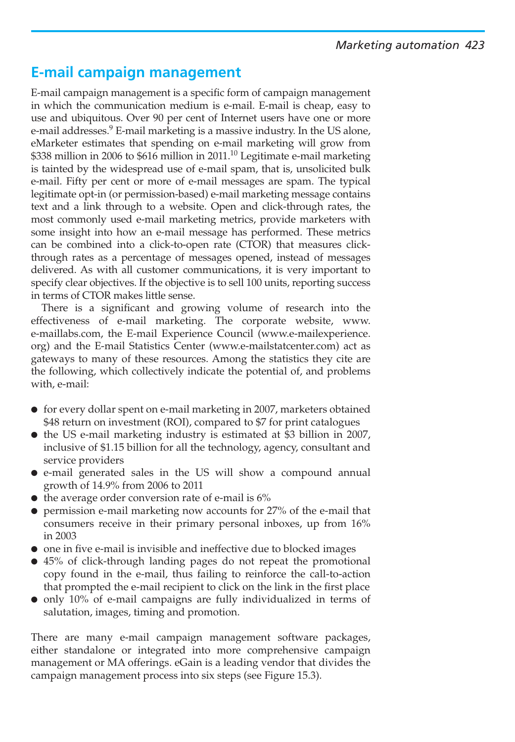## E-mail campaign management

E-mail campaign management is a specific form of campaign management in which the communication medium is e-mail. E-mail is cheap, easy to use and ubiquitous. Over 90 per cent of Internet users have one or more e-mail addresses.[9] E-mail marketing is a massive industry. In the US alone, eMarketer estimates that spending on e-mail marketing will grow from $338 million in 2006 to $616 million in 2011.[10] Legitimate e-mail marketing is tainted by the widespread use of e-mail spam, that is, unsolicited bulk e-mail. Fifty per cent or more of e-mail messages are spam. The typical legitimate opt-in (or permission-based) e-mail marketing message contains text and a link through to a website. Open and click-through rates, the most commonly used e-mail marketing metrics, provide marketers with some insight into how an e-mail message has performed. These metrics can be combined into a click-to-open rate (CTOR) that measures click-through rates as a percentage of messages opened, instead of messages delivered. As with all customer communications, it is very important to specify clear objectives. If the objective is to sell 100 units, reporting success in terms of CTOR makes little sense.

There is a significant and growing volume of research into the effectiveness of e-mail marketing. The corporate website, www.e-maillabs.com, the E-mail Experience Council (www.e-mailexperience.org) and the E-mail Statistics Center (www.e-mailstatcenter.com) act as gateways to many of these resources. Among the statistics they cite are the following, which collectively indicate the potential of, and problems with, e-mail:

- for every dollar spent on e-mail marketing in 2007, marketers obtained $48 return on investment (ROI), compared to $7 for print catalogues
- the US e-mail marketing industry is estimated at $3 billion in 2007, inclusive of $1.15 billion for all the technology, agency, consultant and service providers
- e-mail generated sales in the US will show a compound annual growth of 14.9% from 2006 to 2011
- the average order conversion rate of e-mail is 6%
- permission e-mail marketing now accounts for 27% of the e-mail that consumers receive in their primary personal inboxes, up from 16% in 2003
- one in five e-mail is invisible and ineffective due to blocked images
- 45% of click-through landing pages do not repeat the promotional copy found in the e-mail, thus failing to reinforce the call-to-action that prompted the e-mail recipient to click on the link in the first place
- only 10% of e-mail campaigns are fully individualized in terms of salutation, images, timing and promotion.

There are many e-mail campaign management software packages, either standalone or integrated into more comprehensive campaign management or MA offerings. eGain is a leading vendor that divides the campaign management process into six steps (see Figure 15.3).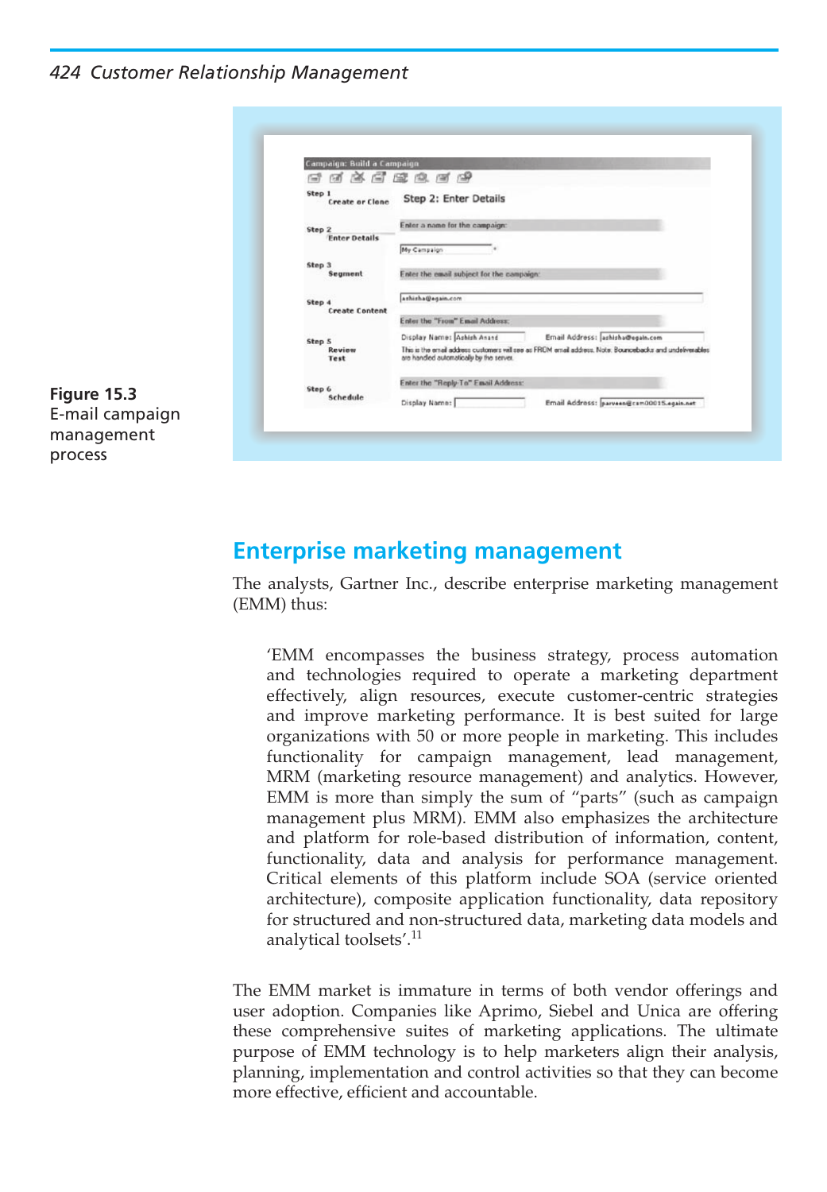**Figure 15.3** E-mail campaign management process

## Enterprise marketing management

The analysts, Gartner Inc., describe enterprise marketing management (EMM) thus:

> 'EMM encompasses the business strategy, process automation and technologies required to operate a marketing department effectively, align resources, execute customer-centric strategies and improve marketing performance. It is best suited for large organizations with 50 or more people in marketing. This includes functionality for campaign management, lead management, MRM (marketing resource management) and analytics. However, EMM is more than simply the sum of "parts" (such as campaign management plus MRM). EMM also emphasizes the architecture and platform for role-based distribution of information, content, functionality, data and analysis for performance management. Critical elements of this platform include SOA (service oriented architecture), composite application functionality, data repository for structured and non-structured data, marketing data models and analytical toolsets'.[11]

The EMM market is immature in terms of both vendor offerings and user adoption. Companies like Aprimo, Siebel and Unica are offering these comprehensive suites of marketing applications. The ultimate purpose of EMM technology is to help marketers align their analysis, planning, implementation and control activities so that they can become more effective, efficient and accountable.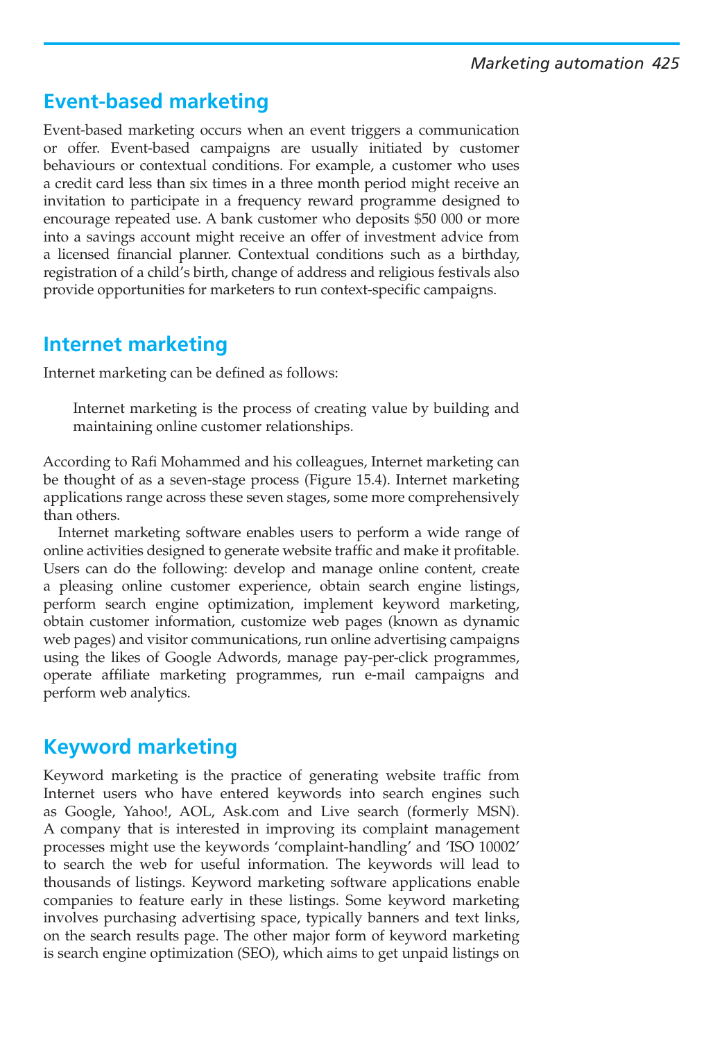## Event-based marketing

Event-based marketing occurs when an event triggers a communication or offer. Event-based campaigns are usually initiated by customer behaviours or contextual conditions. For example, a customer who uses a credit card less than six times in a three month period might receive an invitation to participate in a frequency reward programme designed to encourage repeated use. A bank customer who deposits $50 000 or more into a savings account might receive an offer of investment advice from a licensed financial planner. Contextual conditions such as a birthday, registration of a child's birth, change of address and religious festivals also provide opportunities for marketers to run context-specific campaigns.

## Internet marketing

Internet marketing can be defined as follows:

> Internet marketing is the process of creating value by building and maintaining online customer relationships.

According to Rafi Mohammed and his colleagues, Internet marketing can be thought of as a seven-stage process (Figure 15.4). Internet marketing applications range across these seven stages, some more comprehensively than others.

Internet marketing software enables users to perform a wide range of online activities designed to generate website traffic and make it profitable. Users can do the following: develop and manage online content, create a pleasing online customer experience, obtain search engine listings, perform search engine optimization, implement keyword marketing, obtain customer information, customize web pages (known as dynamic web pages) and visitor communications, run online advertising campaigns using the likes of Google Adwords, manage pay-per-click programmes, operate affiliate marketing programmes, run e-mail campaigns and perform web analytics.

## Keyword marketing

Keyword marketing is the practice of generating website traffic from Internet users who have entered keywords into search engines such as Google, Yahoo!, AOL, Ask.com and Live search (formerly MSN). A company that is interested in improving its complaint management processes might use the keywords 'complaint-handling' and 'ISO 10002' to search the web for useful information. The keywords will lead to thousands of listings. Keyword marketing software applications enable companies to feature early in these listings. Some keyword marketing involves purchasing advertising space, typically banners and text links, on the search results page. The other major form of keyword marketing is search engine optimization (SEO), which aims to get unpaid listings on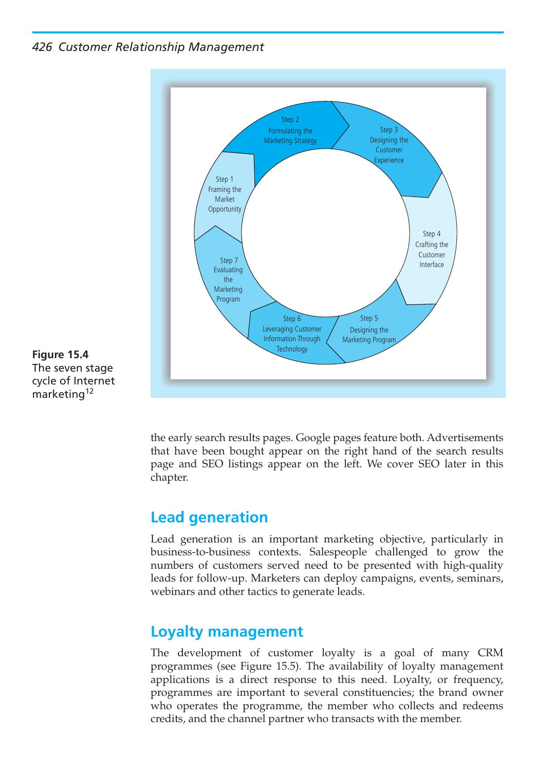Step 1 Framing the Market Opportunity

Step 2 Formulating the Marketing Strategy

Step 3 Designing the Customer Experience

Step 4 Crafting the Customer Interface

Step 5 Designing the Marketing Program

Step 6 Leveraging Customer Information Through Technology

Step 7 Evaluating the Marketing Program

**Figure 15.4** The seven stage cycle of Internet marketing[12]

the early search results pages. Google pages feature both. Advertisements that have been bought appear on the right hand of the search results page and SEO listings appear on the left. We cover SEO later in this chapter.

## Lead generation

Lead generation is an important marketing objective, particularly in business-to-business contexts. Salespeople challenged to grow the numbers of customers served need to be presented with high-quality leads for follow-up. Marketers can deploy campaigns, events, seminars, webinars and other tactics to generate leads.

## Loyalty management

The development of customer loyalty is a goal of many CRM programmes (see Figure 15.5). The availability of loyalty management applications is a direct response to this need. Loyalty, or frequency, programmes are important to several constituencies; the brand owner who operates the programme, the member who collects and redeems credits, and the channel partner who transacts with the member.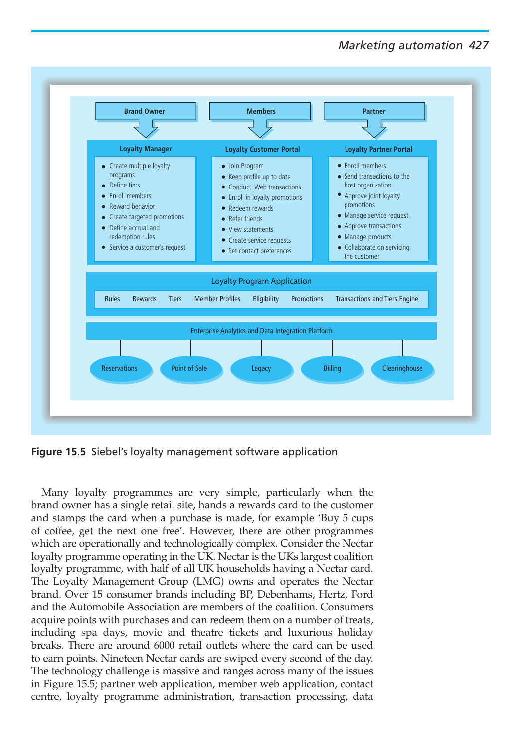**Brand Owner** → **Loyalty Manager**

- Create multiple loyalty programs
- Define tiers
- Enroll members
- Reward behavior
- Create targeted promotions
- Define accrual and redemption rules
- Service a customer's request

**Members** → **Loyalty Customer Portal**

- Join Program
- Keep profile up to date
- Conduct Web transactions
- Enroll in loyalty promotions
- Redeem rewards
- Refer friends
- View statements
- Create service requests
- Set contact preferences

**Partner** → **Loyalty Partner Portal**

- Enroll members
- Send transactions to the host organization
- Approve joint loyalty promotions
- Manage service request
- Approve transactions
- Manage products
- Collaborate on servicing the customer

**Loyalty Program Application**

Rules | Rewards | Tiers | Member Profiles | Eligibility | Promotions | Transactions and Tiers Engine

**Enterprise Analytics and Data Integration Platform**

Reservations | Point of Sale | Legacy | Billing | Clearinghouse

**Figure 15.5** Siebel's loyalty management software application

Many loyalty programmes are very simple, particularly when the brand owner has a single retail site, hands a rewards card to the customer and stamps the card when a purchase is made, for example 'Buy 5 cups of coffee, get the next one free'. However, there are other programmes which are operationally and technologically complex. Consider the Nectar loyalty programme operating in the UK. Nectar is the UKs largest coalition loyalty programme, with half of all UK households having a Nectar card. The Loyalty Management Group (LMG) owns and operates the Nectar brand. Over 15 consumer brands including BP, Debenhams, Hertz, Ford and the Automobile Association are members of the coalition. Consumers acquire points with purchases and can redeem them on a number of treats, including spa days, movie and theatre tickets and luxurious holiday breaks. There are around 6000 retail outlets where the card can be used to earn points. Nineteen Nectar cards are swiped every second of the day. The technology challenge is massive and ranges across many of the issues in Figure 15.5; partner web application, member web application, contact centre, loyalty programme administration, transaction processing, data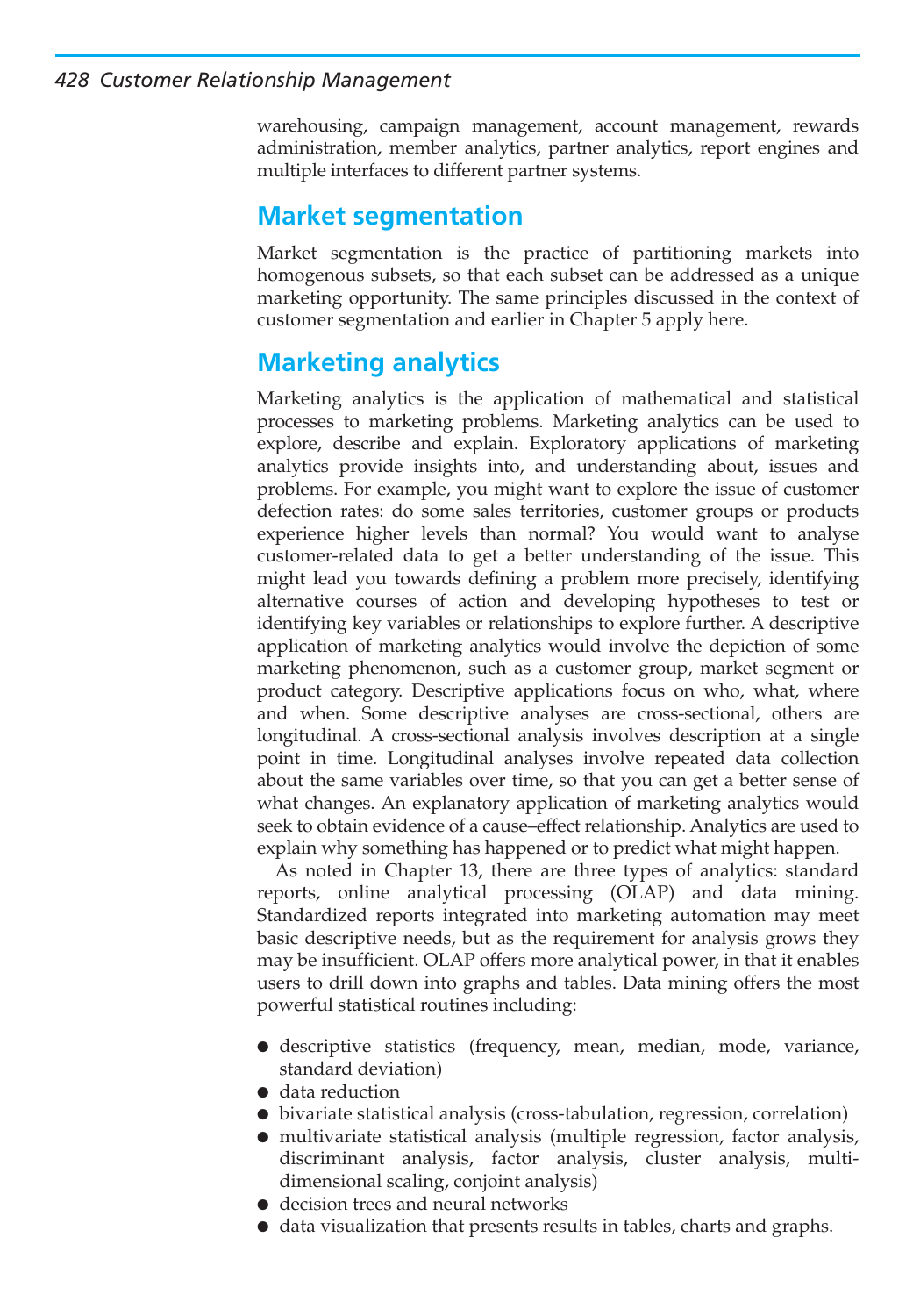warehousing, campaign management, account management, rewards administration, member analytics, partner analytics, report engines and multiple interfaces to different partner systems.

## Market segmentation

Market segmentation is the practice of partitioning markets into homogenous subsets, so that each subset can be addressed as a unique marketing opportunity. The same principles discussed in the context of customer segmentation and earlier in Chapter 5 apply here.

## Marketing analytics

Marketing analytics is the application of mathematical and statistical processes to marketing problems. Marketing analytics can be used to explore, describe and explain. Exploratory applications of marketing analytics provide insights into, and understanding about, issues and problems. For example, you might want to explore the issue of customer defection rates: do some sales territories, customer groups or products experience higher levels than normal? You would want to analyse customer-related data to get a better understanding of the issue. This might lead you towards defining a problem more precisely, identifying alternative courses of action and developing hypotheses to test or identifying key variables or relationships to explore further. A descriptive application of marketing analytics would involve the depiction of some marketing phenomenon, such as a customer group, market segment or product category. Descriptive applications focus on who, what, where and when. Some descriptive analyses are cross-sectional, others are longitudinal. A cross-sectional analysis involves description at a single point in time. Longitudinal analyses involve repeated data collection about the same variables over time, so that you can get a better sense of what changes. An explanatory application of marketing analytics would seek to obtain evidence of a cause–effect relationship. Analytics are used to explain why something has happened or to predict what might happen.

As noted in Chapter 13, there are three types of analytics: standard reports, online analytical processing (OLAP) and data mining. Standardized reports integrated into marketing automation may meet basic descriptive needs, but as the requirement for analysis grows they may be insufficient. OLAP offers more analytical power, in that it enables users to drill down into graphs and tables. Data mining offers the most powerful statistical routines including:

- descriptive statistics (frequency, mean, median, mode, variance, standard deviation)
- data reduction
- bivariate statistical analysis (cross-tabulation, regression, correlation)
- multivariate statistical analysis (multiple regression, factor analysis, discriminant analysis, factor analysis, cluster analysis, multi-dimensional scaling, conjoint analysis)
- decision trees and neural networks
- data visualization that presents results in tables, charts and graphs.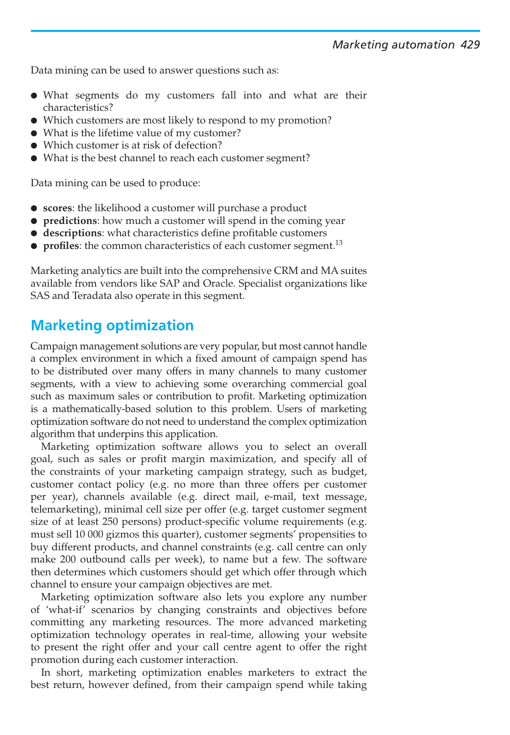Data mining can be used to answer questions such as:

- What segments do my customers fall into and what are their characteristics?
- Which customers are most likely to respond to my promotion?
- What is the lifetime value of my customer?
- Which customer is at risk of defection?
- What is the best channel to reach each customer segment?

Data mining can be used to produce:

- **scores**: the likelihood a customer will purchase a product
- **predictions**: how much a customer will spend in the coming year
- **descriptions**: what characteristics define profitable customers
- **profiles**: the common characteristics of each customer segment.[13]

Marketing analytics are built into the comprehensive CRM and MA suites available from vendors like SAP and Oracle. Specialist organizations like SAS and Teradata also operate in this segment.

## Marketing optimization

Campaign management solutions are very popular, but most cannot handle a complex environment in which a fixed amount of campaign spend has to be distributed over many offers in many channels to many customer segments, with a view to achieving some overarching commercial goal such as maximum sales or contribution to profit. Marketing optimization is a mathematically-based solution to this problem. Users of marketing optimization software do not need to understand the complex optimization algorithm that underpins this application.

Marketing optimization software allows you to select an overall goal, such as sales or profit margin maximization, and specify all of the constraints of your marketing campaign strategy, such as budget, customer contact policy (e.g. no more than three offers per customer per year), channels available (e.g. direct mail, e-mail, text message, telemarketing), minimal cell size per offer (e.g. target customer segment size of at least 250 persons) product-specific volume requirements (e.g. must sell 10 000 gizmos this quarter), customer segments' propensities to buy different products, and channel constraints (e.g. call centre can only make 200 outbound calls per week), to name but a few. The software then determines which customers should get which offer through which channel to ensure your campaign objectives are met.

Marketing optimization software also lets you explore any number of 'what-if' scenarios by changing constraints and objectives before committing any marketing resources. The more advanced marketing optimization technology operates in real-time, allowing your website to present the right offer and your call centre agent to offer the right promotion during each customer interaction.

In short, marketing optimization enables marketers to extract the best return, however defined, from their campaign spend while taking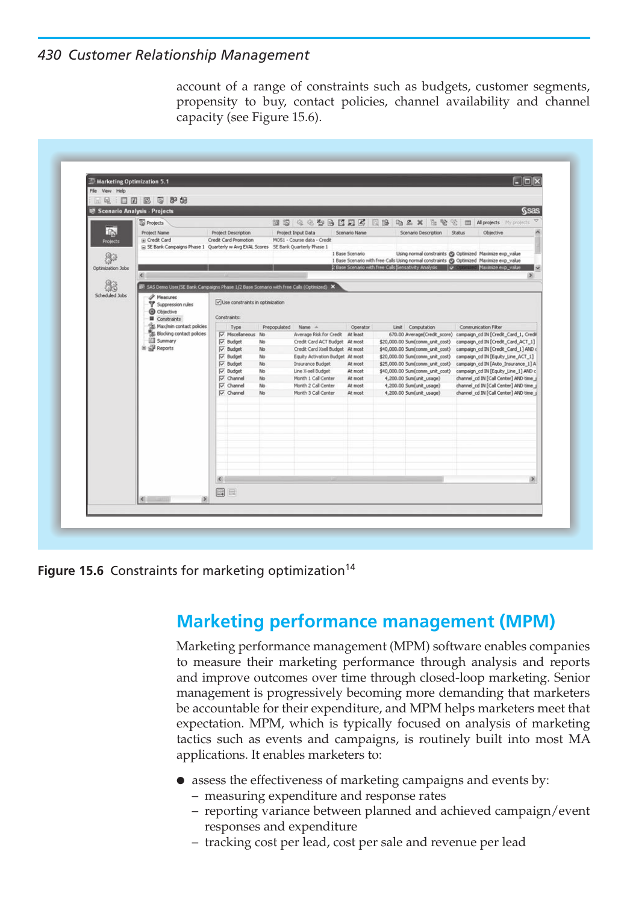account of a range of constraints such as budgets, customer segments, propensity to buy, contact policies, channel availability and channel capacity (see Figure 15.6).

Figure 15.6 Constraints for marketing optimization[14]

## Marketing performance management (MPM)

Marketing performance management (MPM) software enables companies to measure their marketing performance through analysis and reports and improve outcomes over time through closed-loop marketing. Senior management is progressively becoming more demanding that marketers be accountable for their expenditure, and MPM helps marketers meet that expectation. MPM, which is typically focused on analysis of marketing tactics such as events and campaigns, is routinely built into most MA applications. It enables marketers to:

- assess the effectiveness of marketing campaigns and events by:
  - measuring expenditure and response rates
  - reporting variance between planned and achieved campaign/event responses and expenditure
  - tracking cost per lead, cost per sale and revenue per lead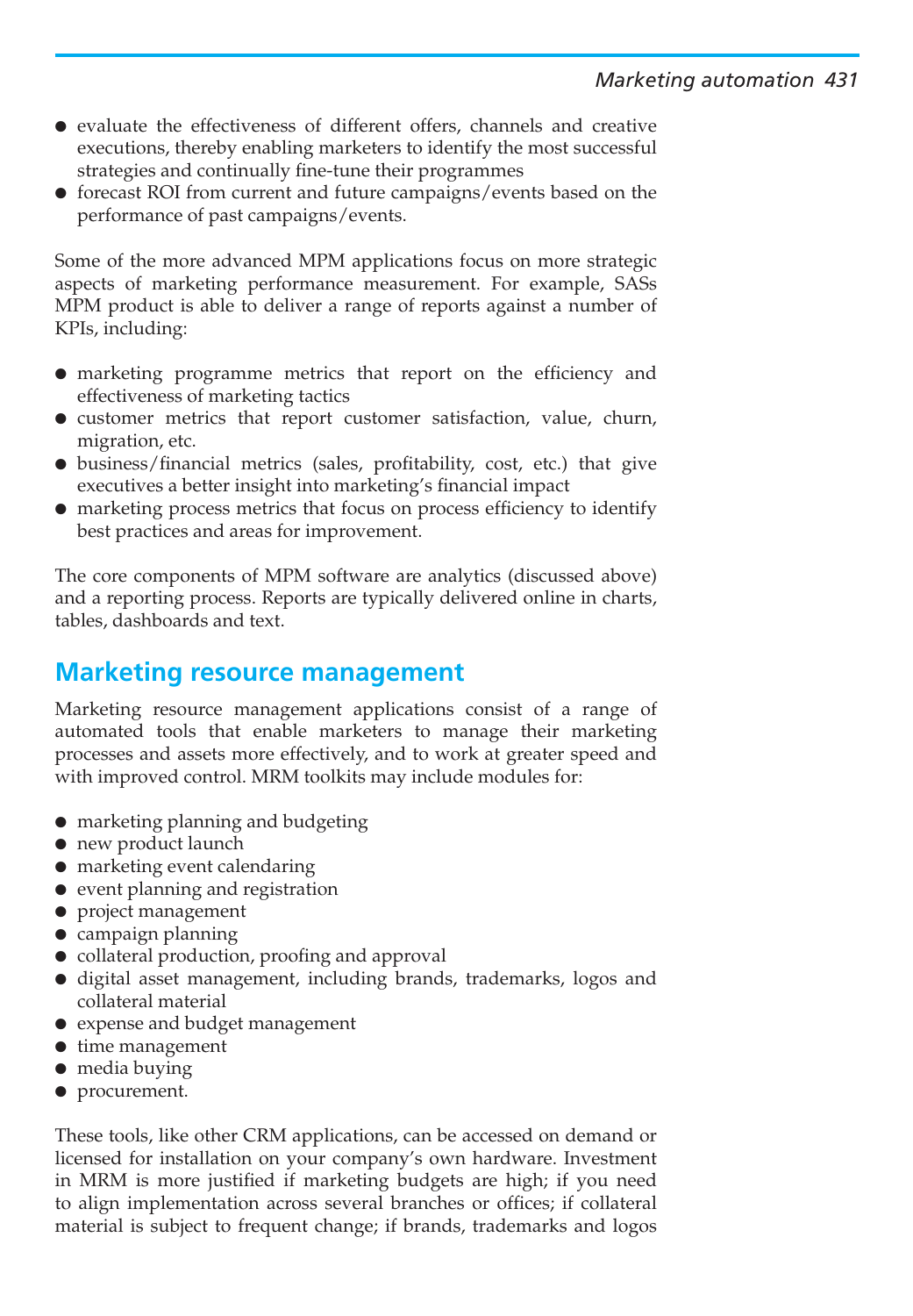- evaluate the effectiveness of different offers, channels and creative executions, thereby enabling marketers to identify the most successful strategies and continually fine-tune their programmes
- forecast ROI from current and future campaigns/events based on the performance of past campaigns/events.

Some of the more advanced MPM applications focus on more strategic aspects of marketing performance measurement. For example, SASs MPM product is able to deliver a range of reports against a number of KPIs, including:

- marketing programme metrics that report on the efficiency and effectiveness of marketing tactics
- customer metrics that report customer satisfaction, value, churn, migration, etc.
- business/financial metrics (sales, profitability, cost, etc.) that give executives a better insight into marketing's financial impact
- marketing process metrics that focus on process efficiency to identify best practices and areas for improvement.

The core components of MPM software are analytics (discussed above) and a reporting process. Reports are typically delivered online in charts, tables, dashboards and text.

## Marketing resource management

Marketing resource management applications consist of a range of automated tools that enable marketers to manage their marketing processes and assets more effectively, and to work at greater speed and with improved control. MRM toolkits may include modules for:

- marketing planning and budgeting
- new product launch
- marketing event calendaring
- event planning and registration
- project management
- campaign planning
- collateral production, proofing and approval
- digital asset management, including brands, trademarks, logos and collateral material
- expense and budget management
- time management
- media buying
- procurement.

These tools, like other CRM applications, can be accessed on demand or licensed for installation on your company's own hardware. Investment in MRM is more justified if marketing budgets are high; if you need to align implementation across several branches or offices; if collateral material is subject to frequent change; if brands, trademarks and logos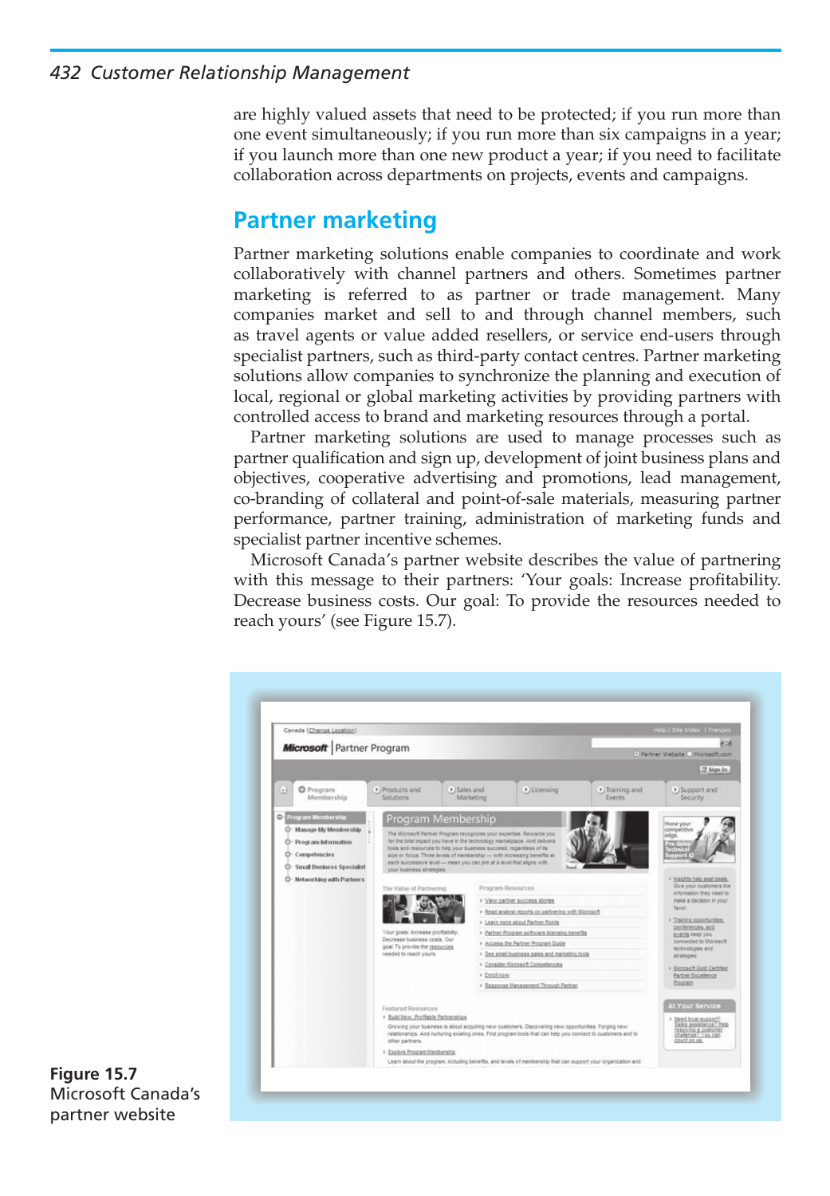are highly valued assets that need to be protected; if you run more than one event simultaneously; if you run more than six campaigns in a year; if you launch more than one new product a year; if you need to facilitate collaboration across departments on projects, events and campaigns.

## Partner marketing

Partner marketing solutions enable companies to coordinate and work collaboratively with channel partners and others. Sometimes partner marketing is referred to as partner or trade management. Many companies market and sell to and through channel members, such as travel agents or value added resellers, or service end-users through specialist partners, such as third-party contact centres. Partner marketing solutions allow companies to synchronize the planning and execution of local, regional or global marketing activities by providing partners with controlled access to brand and marketing resources through a portal.

Partner marketing solutions are used to manage processes such as partner qualification and sign up, development of joint business plans and objectives, cooperative advertising and promotions, lead management, co-branding of collateral and point-of-sale materials, measuring partner performance, partner training, administration of marketing funds and specialist partner incentive schemes.

Microsoft Canada's partner website describes the value of partnering with this message to their partners: 'Your goals: Increase profitability. Decrease business costs. Our goal: To provide the resources needed to reach yours' (see Figure 15.7).

**Figure 15.7** Microsoft Canada's partner website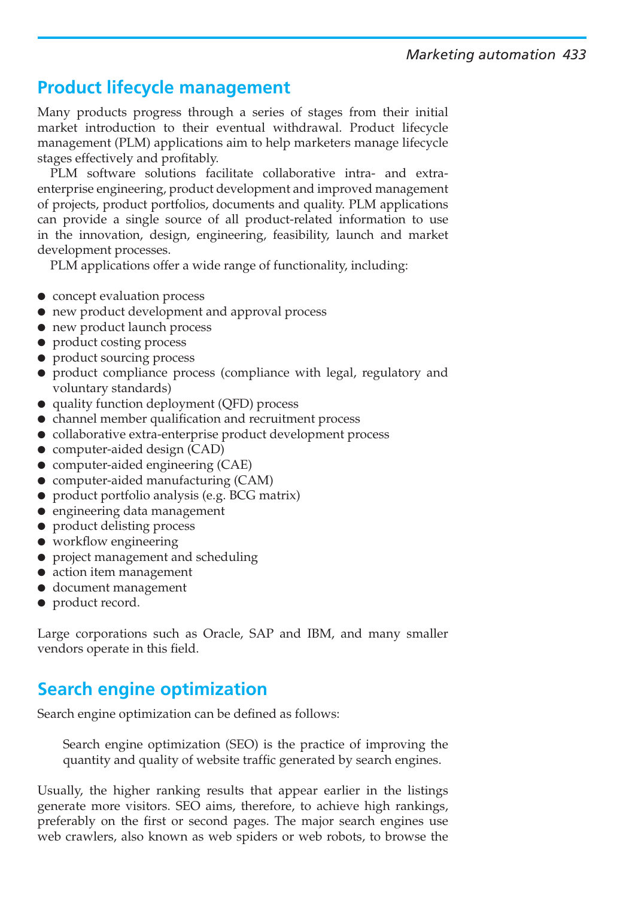## Product lifecycle management

Many products progress through a series of stages from their initial market introduction to their eventual withdrawal. Product lifecycle management (PLM) applications aim to help marketers manage lifecycle stages effectively and profitably.

PLM software solutions facilitate collaborative intra- and extra-enterprise engineering, product development and improved management of projects, product portfolios, documents and quality. PLM applications can provide a single source of all product-related information to use in the innovation, design, engineering, feasibility, launch and market development processes.

PLM applications offer a wide range of functionality, including:

- concept evaluation process
- new product development and approval process
- new product launch process
- product costing process
- product sourcing process
- product compliance process (compliance with legal, regulatory and voluntary standards)
- quality function deployment (QFD) process
- channel member qualification and recruitment process
- collaborative extra-enterprise product development process
- computer-aided design (CAD)
- computer-aided engineering (CAE)
- computer-aided manufacturing (CAM)
- product portfolio analysis (e.g. BCG matrix)
- engineering data management
- product delisting process
- workflow engineering
- project management and scheduling
- action item management
- document management
- product record.

Large corporations such as Oracle, SAP and IBM, and many smaller vendors operate in this field.

## Search engine optimization

Search engine optimization can be defined as follows:

> Search engine optimization (SEO) is the practice of improving the quantity and quality of website traffic generated by search engines.

Usually, the higher ranking results that appear earlier in the listings generate more visitors. SEO aims, therefore, to achieve high rankings, preferably on the first or second pages. The major search engines use web crawlers, also known as web spiders or web robots, to browse the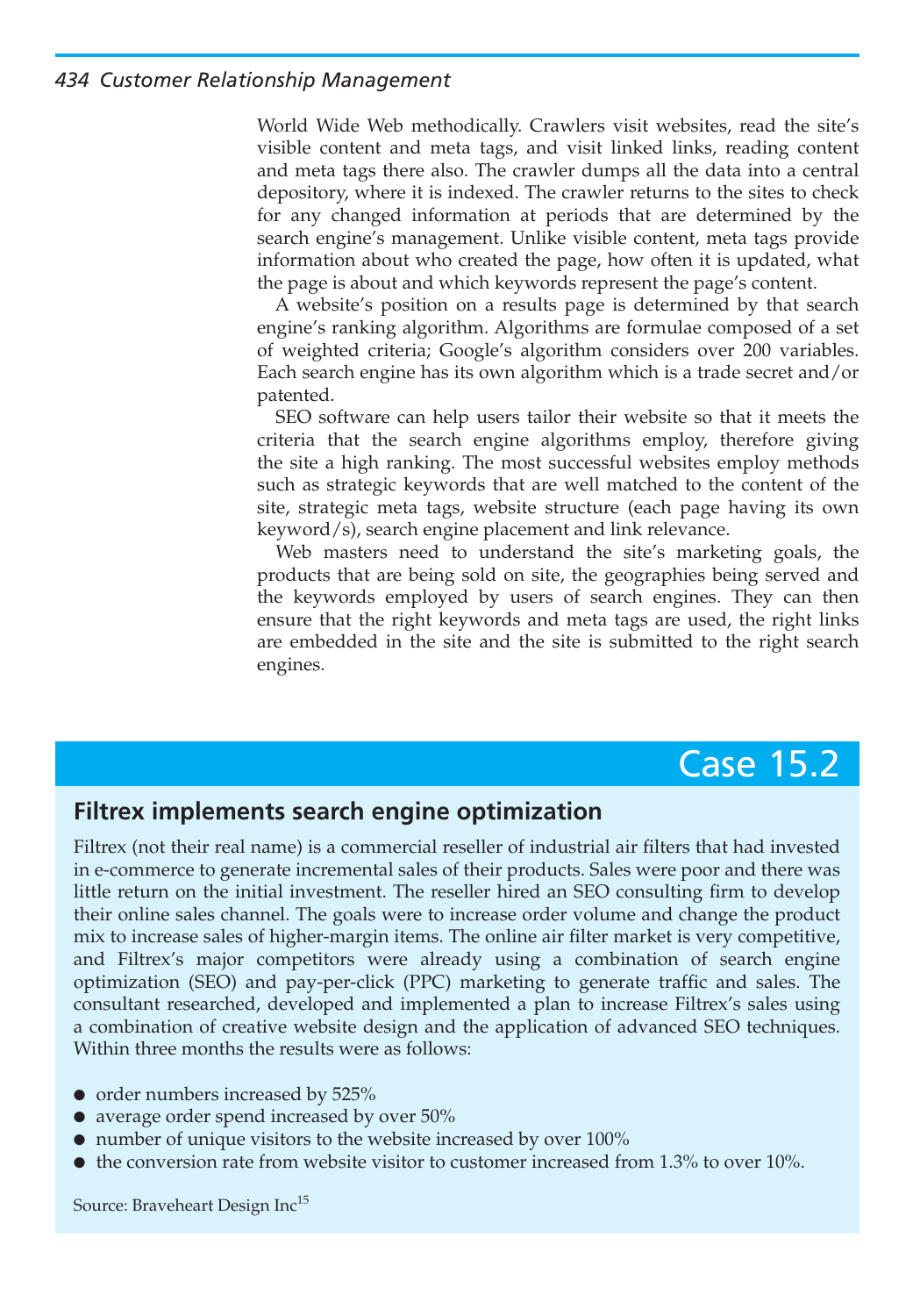World Wide Web methodically. Crawlers visit websites, read the site's visible content and meta tags, and visit linked links, reading content and meta tags there also. The crawler dumps all the data into a central depository, where it is indexed. The crawler returns to the sites to check for any changed information at periods that are determined by the search engine's management. Unlike visible content, meta tags provide information about who created the page, how often it is updated, what the page is about and which keywords represent the page's content.

A website's position on a results page is determined by that search engine's ranking algorithm. Algorithms are formulae composed of a set of weighted criteria; Google's algorithm considers over 200 variables. Each search engine has its own algorithm which is a trade secret and/or patented.

SEO software can help users tailor their website so that it meets the criteria that the search engine algorithms employ, therefore giving the site a high ranking. The most successful websites employ methods such as strategic keywords that are well matched to the content of the site, strategic meta tags, website structure (each page having its own keyword/s), search engine placement and link relevance.

Web masters need to understand the site's marketing goals, the products that are being sold on site, the geographies being served and the keywords employed by users of search engines. They can then ensure that the right keywords and meta tags are used, the right links are embedded in the site and the site is submitted to the right search engines.

## Case 15.2

### Filtrex implements search engine optimization

Filtrex (not their real name) is a commercial reseller of industrial air filters that had invested in e-commerce to generate incremental sales of their products. Sales were poor and there was little return on the initial investment. The reseller hired an SEO consulting firm to develop their online sales channel. The goals were to increase order volume and change the product mix to increase sales of higher-margin items. The online air filter market is very competitive, and Filtrex's major competitors were already using a combination of search engine optimization (SEO) and pay-per-click (PPC) marketing to generate traffic and sales. The consultant researched, developed and implemented a plan to increase Filtrex's sales using a combination of creative website design and the application of advanced SEO techniques. Within three months the results were as follows:

- order numbers increased by 525%
- average order spend increased by over 50%
- number of unique visitors to the website increased by over 100%
- the conversion rate from website visitor to customer increased from 1.3% to over 10%.

Source: Braveheart Design Inc[15]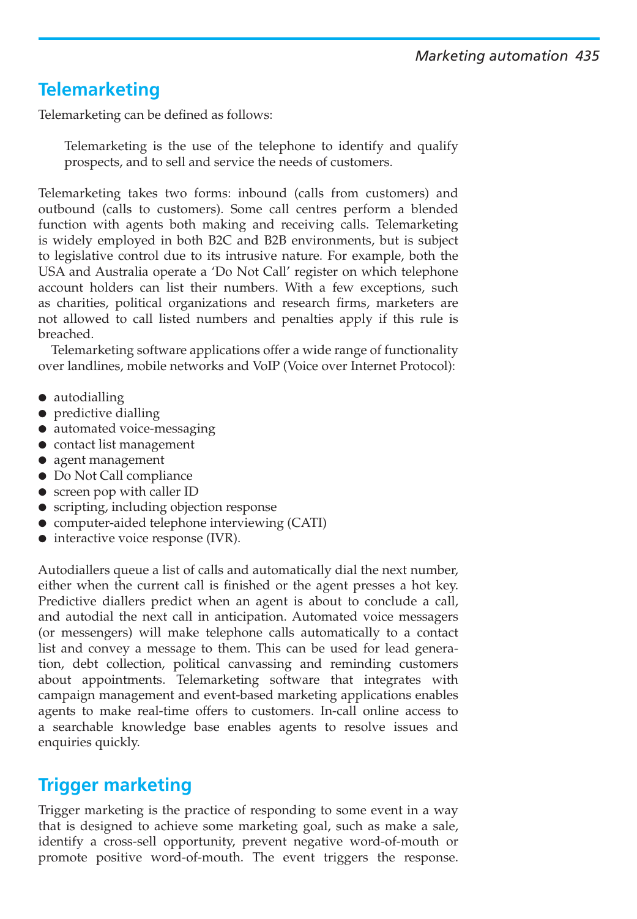## Telemarketing

Telemarketing can be defined as follows:

> Telemarketing is the use of the telephone to identify and qualify prospects, and to sell and service the needs of customers.

Telemarketing takes two forms: inbound (calls from customers) and outbound (calls to customers). Some call centres perform a blended function with agents both making and receiving calls. Telemarketing is widely employed in both B2C and B2B environments, but is subject to legislative control due to its intrusive nature. For example, both the USA and Australia operate a 'Do Not Call' register on which telephone account holders can list their numbers. With a few exceptions, such as charities, political organizations and research firms, marketers are not allowed to call listed numbers and penalties apply if this rule is breached.

Telemarketing software applications offer a wide range of functionality over landlines, mobile networks and VoIP (Voice over Internet Protocol):

- autodialling
- predictive dialling
- automated voice-messaging
- contact list management
- agent management
- Do Not Call compliance
- screen pop with caller ID
- scripting, including objection response
- computer-aided telephone interviewing (CATI)
- interactive voice response (IVR).

Autodiallers queue a list of calls and automatically dial the next number, either when the current call is finished or the agent presses a hot key. Predictive diallers predict when an agent is about to conclude a call, and autodial the next call in anticipation. Automated voice messagers (or messengers) will make telephone calls automatically to a contact list and convey a message to them. This can be used for lead generation, debt collection, political canvassing and reminding customers about appointments. Telemarketing software that integrates with campaign management and event-based marketing applications enables agents to make real-time offers to customers. In-call online access to a searchable knowledge base enables agents to resolve issues and enquiries quickly.

## Trigger marketing

Trigger marketing is the practice of responding to some event in a way that is designed to achieve some marketing goal, such as make a sale, identify a cross-sell opportunity, prevent negative word-of-mouth or promote positive word-of-mouth. The event triggers the response.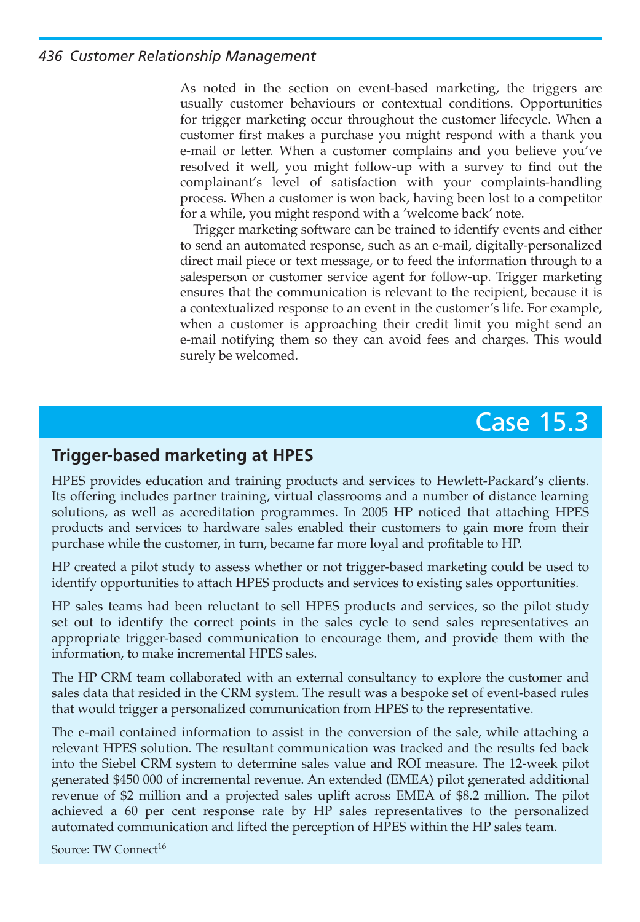As noted in the section on event-based marketing, the triggers are usually customer behaviours or contextual conditions. Opportunities for trigger marketing occur throughout the customer lifecycle. When a customer first makes a purchase you might respond with a thank you e-mail or letter. When a customer complains and you believe you've resolved it well, you might follow-up with a survey to find out the complainant's level of satisfaction with your complaints-handling process. When a customer is won back, having been lost to a competitor for a while, you might respond with a 'welcome back' note.

Trigger marketing software can be trained to identify events and either to send an automated response, such as an e-mail, digitally-personalized direct mail piece or text message, or to feed the information through to a salesperson or customer service agent for follow-up. Trigger marketing ensures that the communication is relevant to the recipient, because it is a contextualized response to an event in the customer's life. For example, when a customer is approaching their credit limit you might send an e-mail notifying them so they can avoid fees and charges. This would surely be welcomed.

## Case 15.3

### Trigger-based marketing at HPES

HPES provides education and training products and services to Hewlett-Packard's clients. Its offering includes partner training, virtual classrooms and a number of distance learning solutions, as well as accreditation programmes. In 2005 HP noticed that attaching HPES products and services to hardware sales enabled their customers to gain more from their purchase while the customer, in turn, became far more loyal and profitable to HP.

HP created a pilot study to assess whether or not trigger-based marketing could be used to identify opportunities to attach HPES products and services to existing sales opportunities.

HP sales teams had been reluctant to sell HPES products and services, so the pilot study set out to identify the correct points in the sales cycle to send sales representatives an appropriate trigger-based communication to encourage them, and provide them with the information, to make incremental HPES sales.

The HP CRM team collaborated with an external consultancy to explore the customer and sales data that resided in the CRM system. The result was a bespoke set of event-based rules that would trigger a personalized communication from HPES to the representative.

The e-mail contained information to assist in the conversion of the sale, while attaching a relevant HPES solution. The resultant communication was tracked and the results fed back into the Siebel CRM system to determine sales value and ROI measure. The 12-week pilot generated $450 000 of incremental revenue. An extended (EMEA) pilot generated additional revenue of $2 million and a projected sales uplift across EMEA of $8.2 million. The pilot achieved a 60 per cent response rate by HP sales representatives to the personalized automated communication and lifted the perception of HPES within the HP sales team.

Source: TW Connect[16]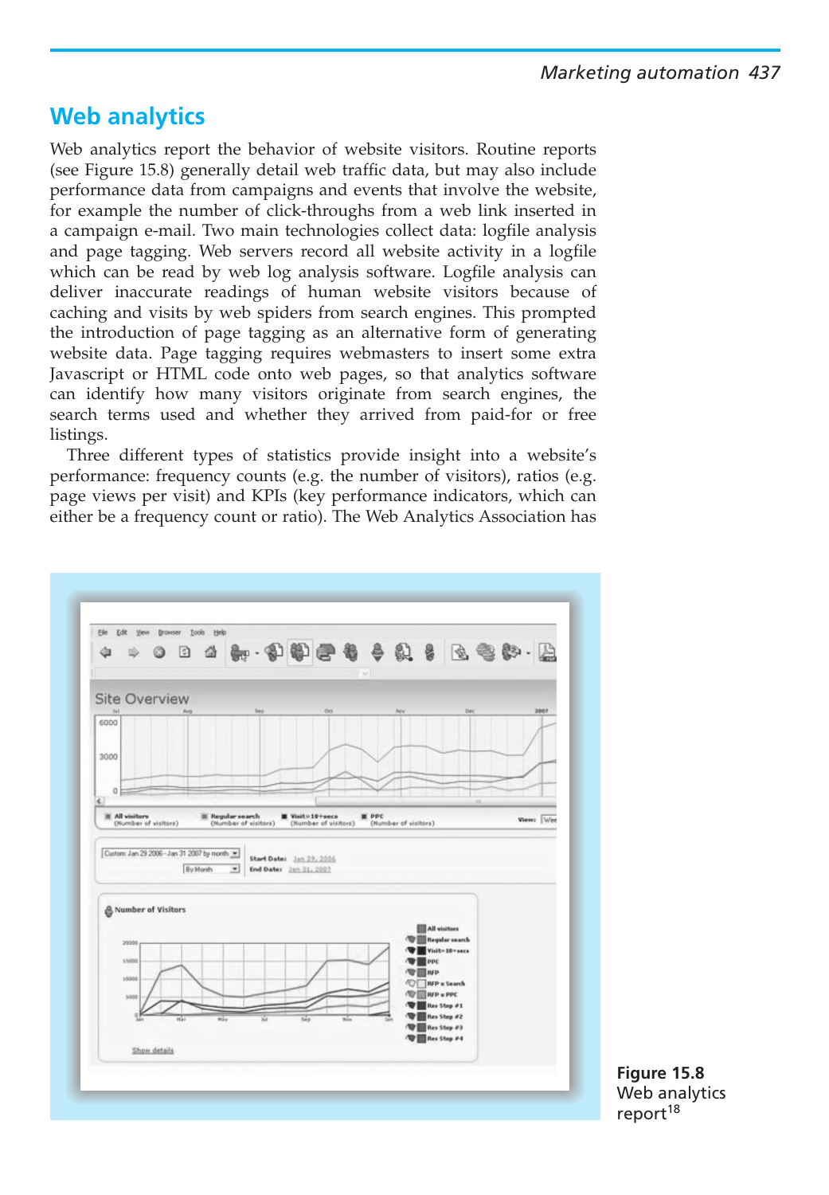## Web analytics

Web analytics report the behavior of website visitors. Routine reports (see Figure 15.8) generally detail web traffic data, but may also include performance data from campaigns and events that involve the website, for example the number of click-throughs from a web link inserted in a campaign e-mail. Two main technologies collect data: logfile analysis and page tagging. Web servers record all website activity in a logfile which can be read by web log analysis software. Logfile analysis can deliver inaccurate readings of human website visitors because of caching and visits by web spiders from search engines. This prompted the introduction of page tagging as an alternative form of generating website data. Page tagging requires webmasters to insert some extra Javascript or HTML code onto web pages, so that analytics software can identify how many visitors originate from search engines, the search terms used and whether they arrived from paid-for or free listings.

Three different types of statistics provide insight into a website's performance: frequency counts (e.g. the number of visitors), ratios (e.g. page views per visit) and KPIs (key performance indicators, which can either be a frequency count or ratio). The Web Analytics Association has

**Figure 15.8** Web analytics report[18]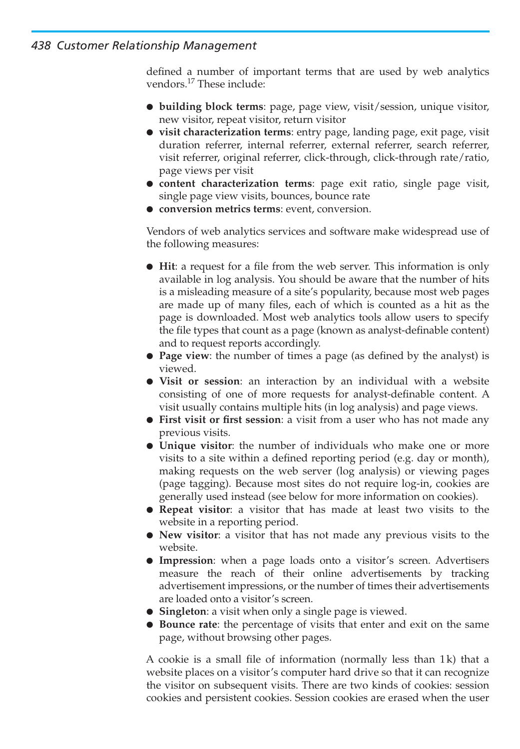defined a number of important terms that are used by web analytics vendors.[17] These include:

- **building block terms**: page, page view, visit/session, unique visitor, new visitor, repeat visitor, return visitor
- **visit characterization terms**: entry page, landing page, exit page, visit duration referrer, internal referrer, external referrer, search referrer, visit referrer, original referrer, click-through, click-through rate/ratio, page views per visit
- **content characterization terms**: page exit ratio, single page visit, single page view visits, bounces, bounce rate
- **conversion metrics terms**: event, conversion.

Vendors of web analytics services and software make widespread use of the following measures:

- **Hit**: a request for a file from the web server. This information is only available in log analysis. You should be aware that the number of hits is a misleading measure of a site's popularity, because most web pages are made up of many files, each of which is counted as a hit as the page is downloaded. Most web analytics tools allow users to specify the file types that count as a page (known as analyst-definable content) and to request reports accordingly.
- **Page view**: the number of times a page (as defined by the analyst) is viewed.
- **Visit or session**: an interaction by an individual with a website consisting of one of more requests for analyst-definable content. A visit usually contains multiple hits (in log analysis) and page views.
- **First visit or first session**: a visit from a user who has not made any previous visits.
- **Unique visitor**: the number of individuals who make one or more visits to a site within a defined reporting period (e.g. day or month), making requests on the web server (log analysis) or viewing pages (page tagging). Because most sites do not require log-in, cookies are generally used instead (see below for more information on cookies).
- **Repeat visitor**: a visitor that has made at least two visits to the website in a reporting period.
- **New visitor**: a visitor that has not made any previous visits to the website.
- **Impression**: when a page loads onto a visitor's screen. Advertisers measure the reach of their online advertisements by tracking advertisement impressions, or the number of times their advertisements are loaded onto a visitor's screen.
- **Singleton**: a visit when only a single page is viewed.
- **Bounce rate**: the percentage of visits that enter and exit on the same page, without browsing other pages.

A cookie is a small file of information (normally less than 1k) that a website places on a visitor's computer hard drive so that it can recognize the visitor on subsequent visits. There are two kinds of cookies: session cookies and persistent cookies. Session cookies are erased when the user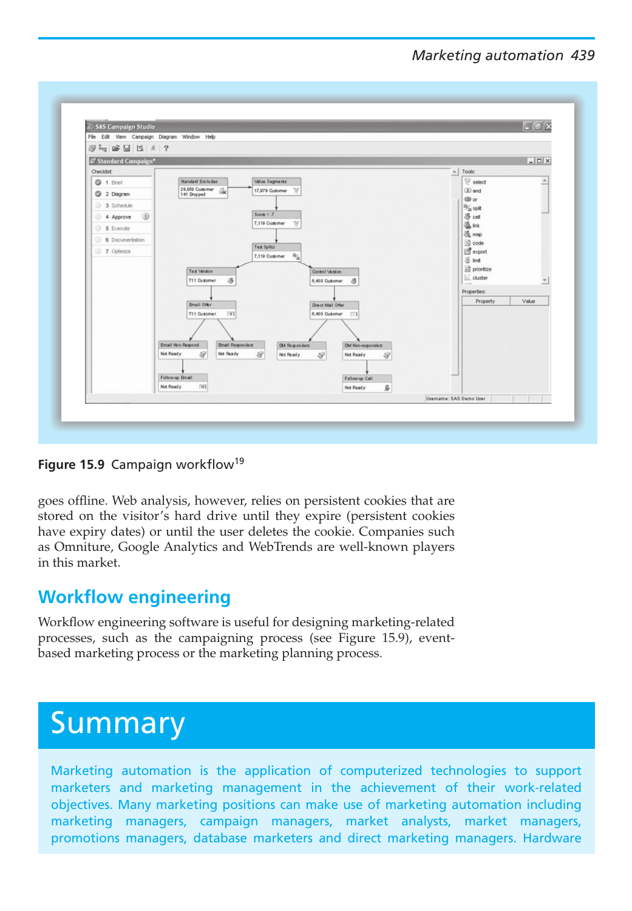**Figure 15.9** Campaign workflow[19]

goes offline. Web analysis, however, relies on persistent cookies that are stored on the visitor's hard drive until they expire (persistent cookies have expiry dates) or until the user deletes the cookie. Companies such as Omniture, Google Analytics and WebTrends are well-known players in this market.

## Workflow engineering

Workflow engineering software is useful for designing marketing-related processes, such as the campaigning process (see Figure 15.9), event-based marketing process or the marketing planning process.

# Summary

Marketing automation is the application of computerized technologies to support marketers and marketing management in the achievement of their work-related objectives. Many marketing positions can make use of marketing automation including marketing managers, campaign managers, market analysts, market managers, promotions managers, database marketers and direct marketing managers. Hardware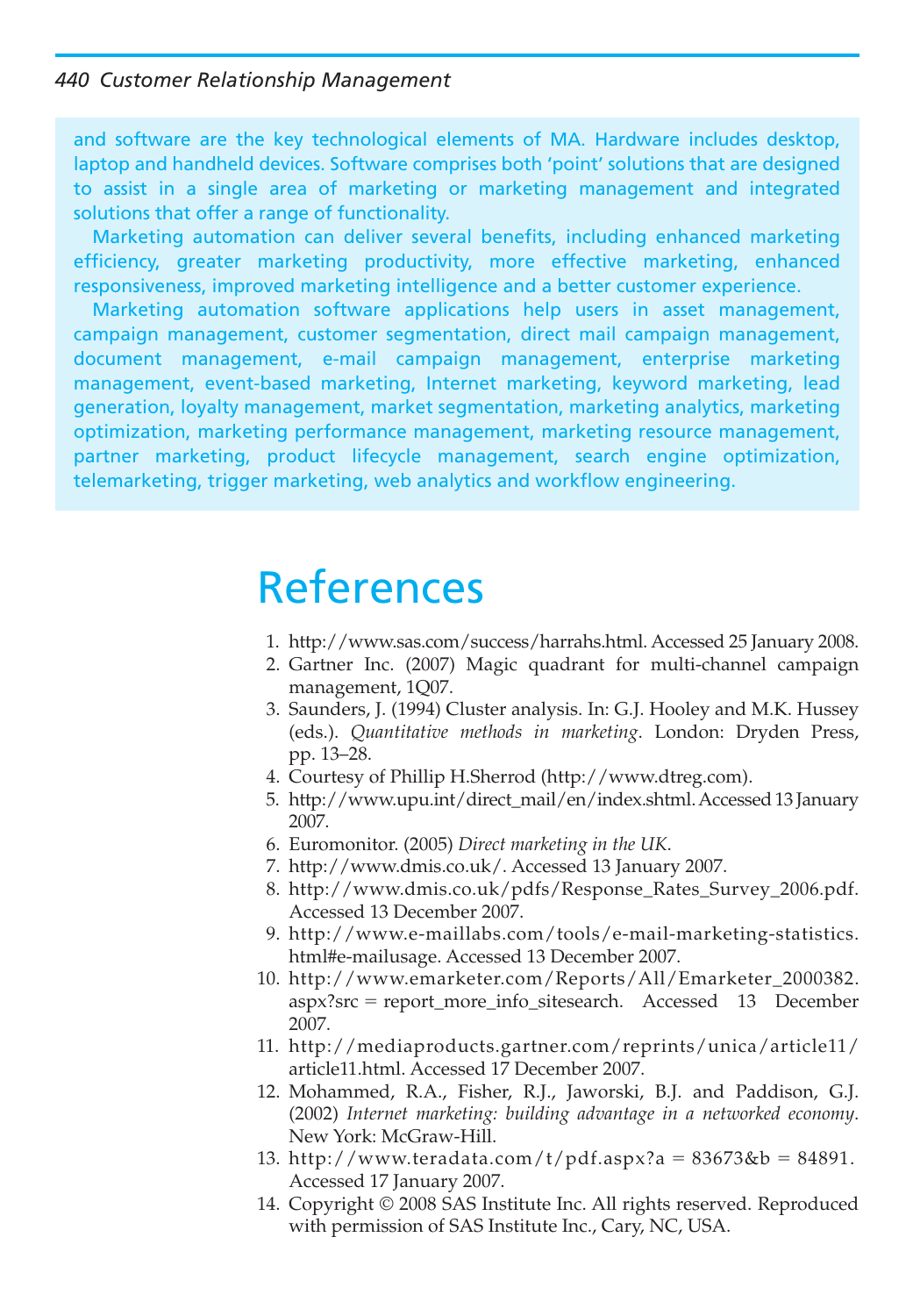and software are the key technological elements of MA. Hardware includes desktop, laptop and handheld devices. Software comprises both 'point' solutions that are designed to assist in a single area of marketing or marketing management and integrated solutions that offer a range of functionality.

Marketing automation can deliver several benefits, including enhanced marketing efficiency, greater marketing productivity, more effective marketing, enhanced responsiveness, improved marketing intelligence and a better customer experience.

Marketing automation software applications help users in asset management, campaign management, customer segmentation, direct mail campaign management, document management, e-mail campaign management, enterprise marketing management, event-based marketing, Internet marketing, keyword marketing, lead generation, loyalty management, market segmentation, marketing analytics, marketing optimization, marketing performance management, marketing resource management, partner marketing, product lifecycle management, search engine optimization, telemarketing, trigger marketing, web analytics and workflow engineering.

# References

1. http://www.sas.com/success/harrahs.html. Accessed 25 January 2008.
2. Gartner Inc. (2007) Magic quadrant for multi-channel campaign management, 1Q07.
3. Saunders, J. (1994) Cluster analysis. In: G.J. Hooley and M.K. Hussey (eds.). *Quantitative methods in marketing*. London: Dryden Press, pp. 13–28.
4. Courtesy of Phillip H.Sherrod (http://www.dtreg.com).
5. http://www.upu.int/direct_mail/en/index.shtml. Accessed 13 January 2007.
6. Euromonitor. (2005) *Direct marketing in the UK*.
7. http://www.dmis.co.uk/. Accessed 13 January 2007.
8. http://www.dmis.co.uk/pdfs/Response_Rates_Survey_2006.pdf. Accessed 13 December 2007.
9. http://www.e-maillabs.com/tools/e-mail-marketing-statistics.html#e-mailusage. Accessed 13 December 2007.
10. http://www.emarketer.com/Reports/All/Emarketer_2000382.aspx?src = report_more_info_sitesearch. Accessed 13 December 2007.
11. http://mediaproducts.gartner.com/reprints/unica/article11/article11.html. Accessed 17 December 2007.
12. Mohammed, R.A., Fisher, R.J., Jaworski, B.J. and Paddison, G.J. (2002) *Internet marketing: building advantage in a networked economy*. New York: McGraw-Hill.
13. http://www.teradata.com/t/pdf.aspx?a = 83673&b = 84891. Accessed 17 January 2007.
14. Copyright © 2008 SAS Institute Inc. All rights reserved. Reproduced with permission of SAS Institute Inc., Cary, NC, USA.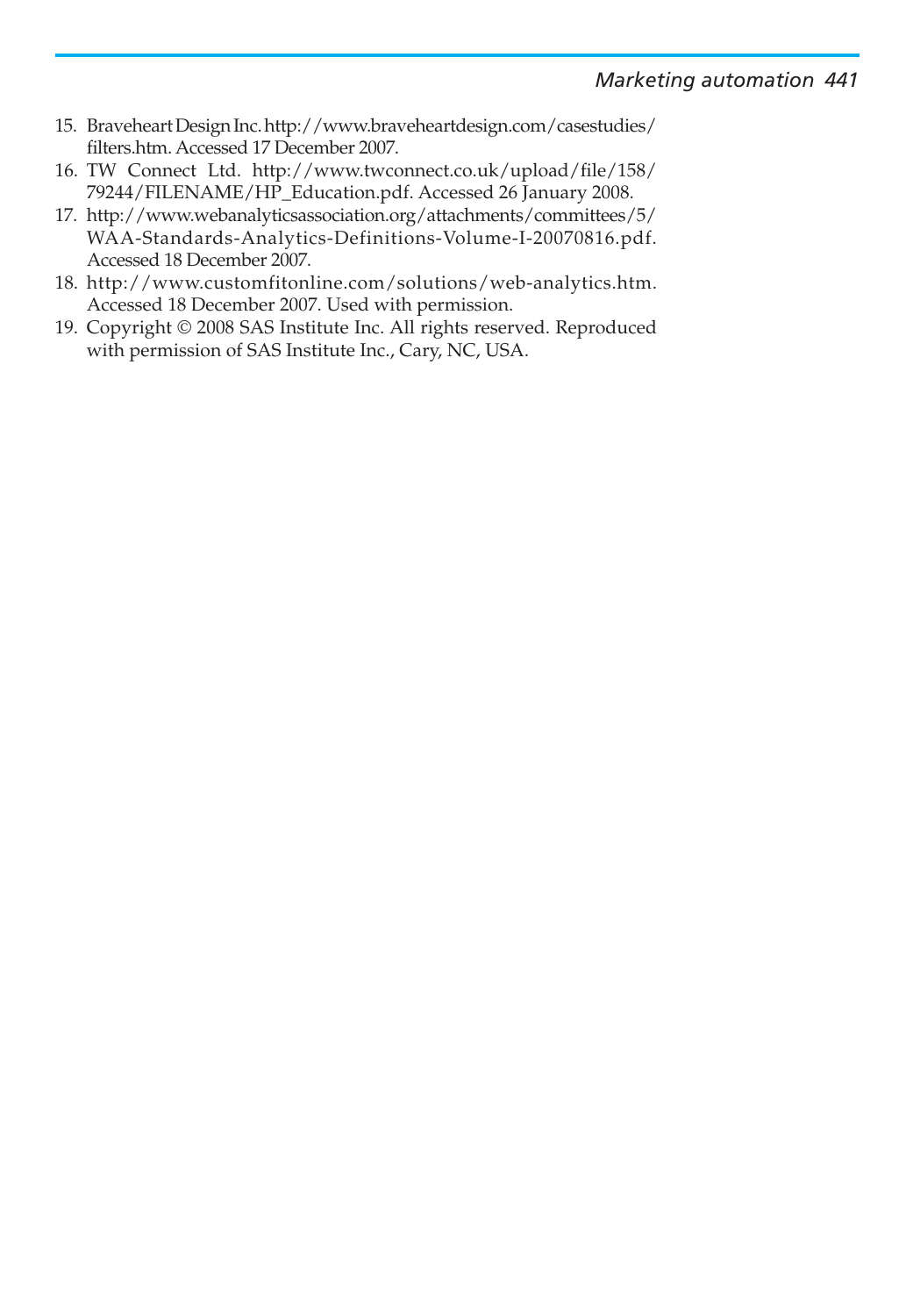15. Braveheart Design Inc. http://www.braveheartdesign.com/casestudies/filters.htm. Accessed 17 December 2007.
16. TW Connect Ltd. http://www.twconnect.co.uk/upload/file/158/79244/FILENAME/HP_Education.pdf. Accessed 26 January 2008.
17. http://www.webanalyticsassociation.org/attachments/committees/5/WAA-Standards-Analytics-Definitions-Volume-I-20070816.pdf. Accessed 18 December 2007.
18. http://www.customfitonline.com/solutions/web-analytics.htm. Accessed 18 December 2007. Used with permission.
19. Copyright © 2008 SAS Institute Inc. All rights reserved. Reproduced with permission of SAS Institute Inc., Cary, NC, USA.